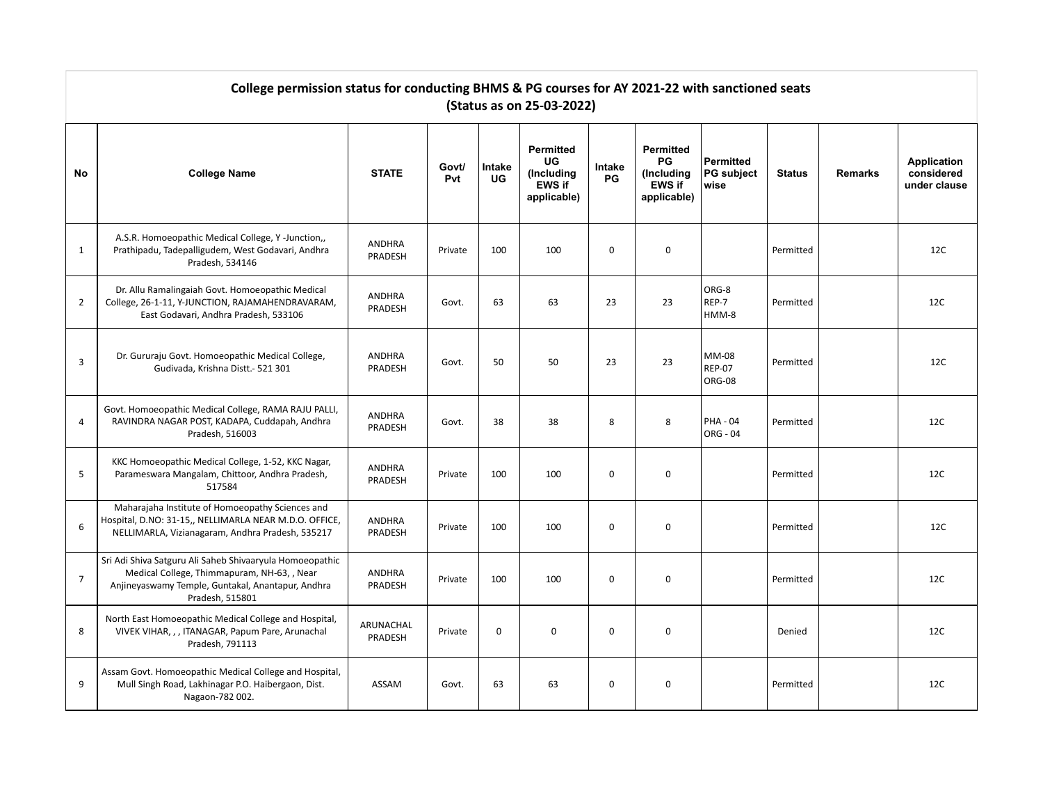## College permission status for conducting BHMS & PG courses for AY 2021-22 with sanctioned seats
## (Status as on 25-03-2022)

| No | College Name | STATE | Govt/ Pvt | Intake UG | Permitted UG (Including EWS if applicable) | Intake PG | Permitted PG (Including EWS if applicable) | Permitted PG subject wise | Status | Remarks | Application considered under clause |
|---|---|---|---|---|---|---|---|---|---|---|---|
| 1 | A.S.R. Homoeopathic Medical College, Y -Junction,, Prathipadu, Tadepalligudem, West Godavari, Andhra Pradesh, 534146 | ANDHRA PRADESH | Private | 100 | 100 | 0 | 0 | | Permitted | | 12C |
| 2 | Dr. Allu Ramalingaiah Govt. Homoeopathic Medical College, 26-1-11, Y-JUNCTION, RAJAMAHENDRAVARAM, East Godavari, Andhra Pradesh, 533106 | ANDHRA PRADESH | Govt. | 63 | 63 | 23 | 23 | ORG-8<br>REP-7<br>HMM-8 | Permitted | | 12C |
| 3 | Dr. Gururaju Govt. Homoeopathic Medical College, Gudivada, Krishna Distt.- 521 301 | ANDHRA PRADESH | Govt. | 50 | 50 | 23 | 23 | MM-08<br>REP-07<br>ORG-08 | Permitted | | 12C |
| 4 | Govt. Homoeopathic Medical College, RAMA RAJU PALLI, RAVINDRA NAGAR POST, KADAPA, Cuddapah, Andhra Pradesh, 516003 | ANDHRA PRADESH | Govt. | 38 | 38 | 8 | 8 | PHA - 04<br>ORG - 04 | Permitted | | 12C |
| 5 | KKC Homoeopathic Medical College, 1-52, KKC Nagar, Parameswara Mangalam, Chittoor, Andhra Pradesh, 517584 | ANDHRA PRADESH | Private | 100 | 100 | 0 | 0 | | Permitted | | 12C |
| 6 | Maharajaha Institute of Homoeopathy Sciences and Hospital, D.NO: 31-15,, NELLIMARLA NEAR M.D.O. OFFICE, NELLIMARLA, Vizianagaram, Andhra Pradesh, 535217 | ANDHRA PRADESH | Private | 100 | 100 | 0 | 0 | | Permitted | | 12C |
| 7 | Sri Adi Shiva Satguru Ali Saheb Shivaaryula Homoeopathic Medical College, Thimmapuram, NH-63, , Near Anjineyaswamy Temple, Guntakal, Anantapur, Andhra Pradesh, 515801 | ANDHRA PRADESH | Private | 100 | 100 | 0 | 0 | | Permitted | | 12C |
| 8 | North East Homoeopathic Medical College and Hospital, VIVEK VIHAR, , , ITANAGAR, Papum Pare, Arunachal Pradesh, 791113 | ARUNACHAL PRADESH | Private | 0 | 0 | 0 | 0 | | Denied | | 12C |
| 9 | Assam Govt. Homoeopathic Medical College and Hospital, Mull Singh Road, Lakhinagar P.O. Haibergaon, Dist. Nagaon-782 002. | ASSAM | Govt. | 63 | 63 | 0 | 0 | | Permitted | | 12C |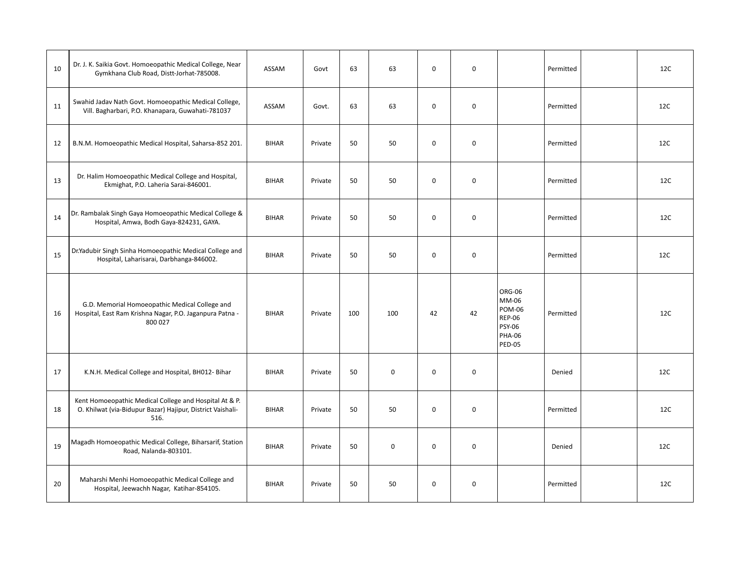| | | | | | | | | | | | |
|---|---|---|---|---|---|---|---|---|---|---|---|
| 10 | Dr. J. K. Saikia Govt. Homoeopathic Medical College, Near Gymkhana Club Road, Distt-Jorhat-785008. | ASSAM | Govt | 63 | 63 | 0 | 0 | | Permitted | | 12C |
| 11 | Swahid Jadav Nath Govt. Homoeopathic Medical College, Vill. Bagharbari, P.O. Khanapara, Guwahati-781037 | ASSAM | Govt. | 63 | 63 | 0 | 0 | | Permitted | | 12C |
| 12 | B.N.M. Homoeopathic Medical Hospital, Saharsa-852 201. | BIHAR | Private | 50 | 50 | 0 | 0 | | Permitted | | 12C |
| 13 | Dr. Halim Homoeopathic Medical College and Hospital, Ekmighat, P.O. Laheria Sarai-846001. | BIHAR | Private | 50 | 50 | 0 | 0 | | Permitted | | 12C |
| 14 | Dr. Rambalak Singh Gaya Homoeopathic Medical College & Hospital, Amwa, Bodh Gaya-824231, GAYA. | BIHAR | Private | 50 | 50 | 0 | 0 | | Permitted | | 12C |
| 15 | Dr.Yadubir Singh Sinha Homoeopathic Medical College and Hospital, Laharisarai, Darbhanga-846002. | BIHAR | Private | 50 | 50 | 0 | 0 | | Permitted | | 12C |
| 16 | G.D. Memorial Homoeopathic Medical College and Hospital, East Ram Krishna Nagar, P.O. Jaganpura Patna - 800 027 | BIHAR | Private | 100 | 100 | 42 | 42 | ORG-06 MM-06 POM-06 REP-06 PSY-06 PHA-06 PED-05 | Permitted | | 12C |
| 17 | K.N.H. Medical College and Hospital, BH012- Bihar | BIHAR | Private | 50 | 0 | 0 | 0 | | Denied | | 12C |
| 18 | Kent Homoeopathic Medical College and Hospital At & P. O. Khilwat (via-Bidupur Bazar) Hajipur, District Vaishali-516. | BIHAR | Private | 50 | 50 | 0 | 0 | | Permitted | | 12C |
| 19 | Magadh Homoeopathic Medical College, Biharsarif, Station Road, Nalanda-803101. | BIHAR | Private | 50 | 0 | 0 | 0 | | Denied | | 12C |
| 20 | Maharshi Menhi Homoeopathic Medical College and Hospital, Jeewachh Nagar, Katihar-854105. | BIHAR | Private | 50 | 50 | 0 | 0 | | Permitted | | 12C |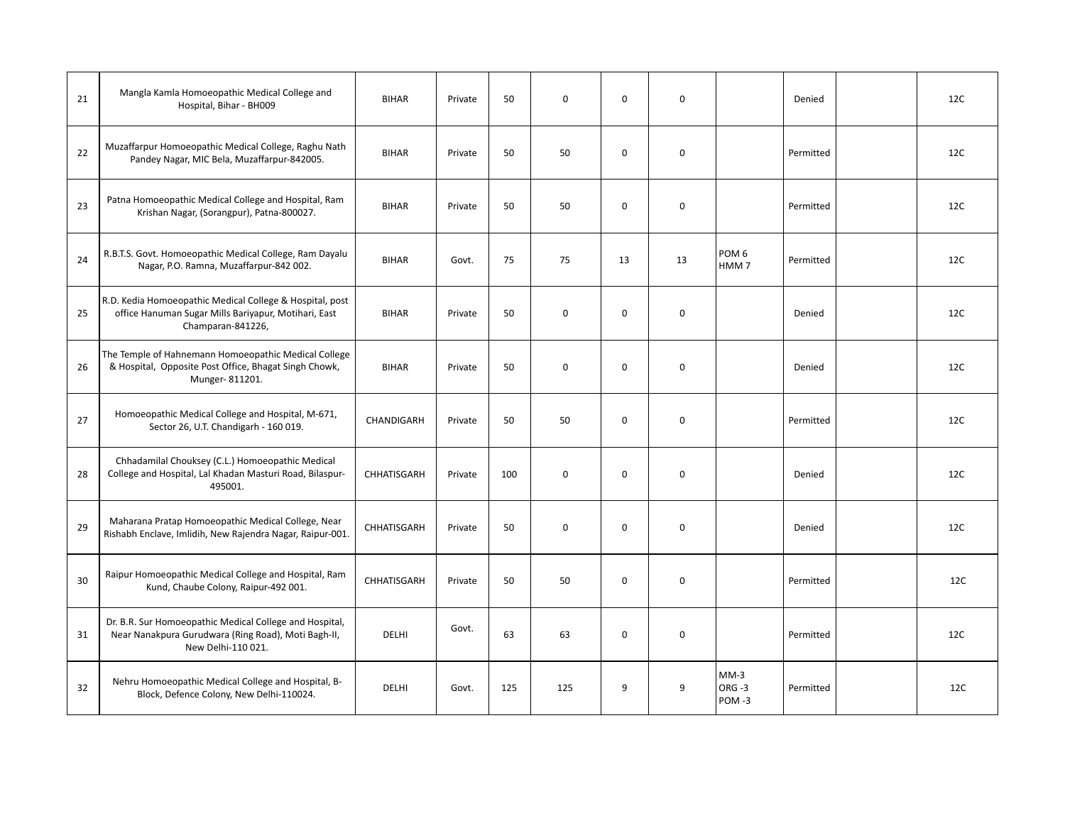| | | | | | | | | | | | |
|---|---|---|---|---|---|---|---|---|---|---|---|
| 21 | Mangla Kamla Homoeopathic Medical College and Hospital, Bihar - BH009 | BIHAR | Private | 50 | 0 | 0 | 0 | | Denied | | 12C |
| 22 | Muzaffarpur Homoeopathic Medical College, Raghu Nath Pandey Nagar, MIC Bela, Muzaffarpur-842005. | BIHAR | Private | 50 | 50 | 0 | 0 | | Permitted | | 12C |
| 23 | Patna Homoeopathic Medical College and Hospital, Ram Krishan Nagar, (Sorangpur), Patna-800027. | BIHAR | Private | 50 | 50 | 0 | 0 | | Permitted | | 12C |
| 24 | R.B.T.S. Govt. Homoeopathic Medical College, Ram Dayalu Nagar, P.O. Ramna, Muzaffarpur-842 002. | BIHAR | Govt. | 75 | 75 | 13 | 13 | POM 6 HMM 7 | Permitted | | 12C |
| 25 | R.D. Kedia Homoeopathic Medical College & Hospital, post office Hanuman Sugar Mills Bariyapur, Motihari, East Champaran-841226, | BIHAR | Private | 50 | 0 | 0 | 0 | | Denied | | 12C |
| 26 | The Temple of Hahnemann Homoeopathic Medical College & Hospital, Opposite Post Office, Bhagat Singh Chowk, Munger- 811201. | BIHAR | Private | 50 | 0 | 0 | 0 | | Denied | | 12C |
| 27 | Homoeopathic Medical College and Hospital, M-671, Sector 26, U.T. Chandigarh - 160 019. | CHANDIGARH | Private | 50 | 50 | 0 | 0 | | Permitted | | 12C |
| 28 | Chhadamilal Chouksey (C.L.) Homoeopathic Medical College and Hospital, Lal Khadan Masturi Road, Bilaspur-495001. | CHHATISGARH | Private | 100 | 0 | 0 | 0 | | Denied | | 12C |
| 29 | Maharana Pratap Homoeopathic Medical College, Near Rishabh Enclave, Imlidih, New Rajendra Nagar, Raipur-001. | CHHATISGARH | Private | 50 | 0 | 0 | 0 | | Denied | | 12C |
| 30 | Raipur Homoeopathic Medical College and Hospital, Ram Kund, Chaube Colony, Raipur-492 001. | CHHATISGARH | Private | 50 | 50 | 0 | 0 | | Permitted | | 12C |
| 31 | Dr. B.R. Sur Homoeopathic Medical College and Hospital, Near Nanakpura Gurudwara (Ring Road), Moti Bagh-II, New Delhi-110 021. | DELHI | Govt. | 63 | 63 | 0 | 0 | | Permitted | | 12C |
| 32 | Nehru Homoeopathic Medical College and Hospital, B-Block, Defence Colony, New Delhi-110024. | DELHI | Govt. | 125 | 125 | 9 | 9 | MM-3 ORG -3 POM -3 | Permitted | | 12C |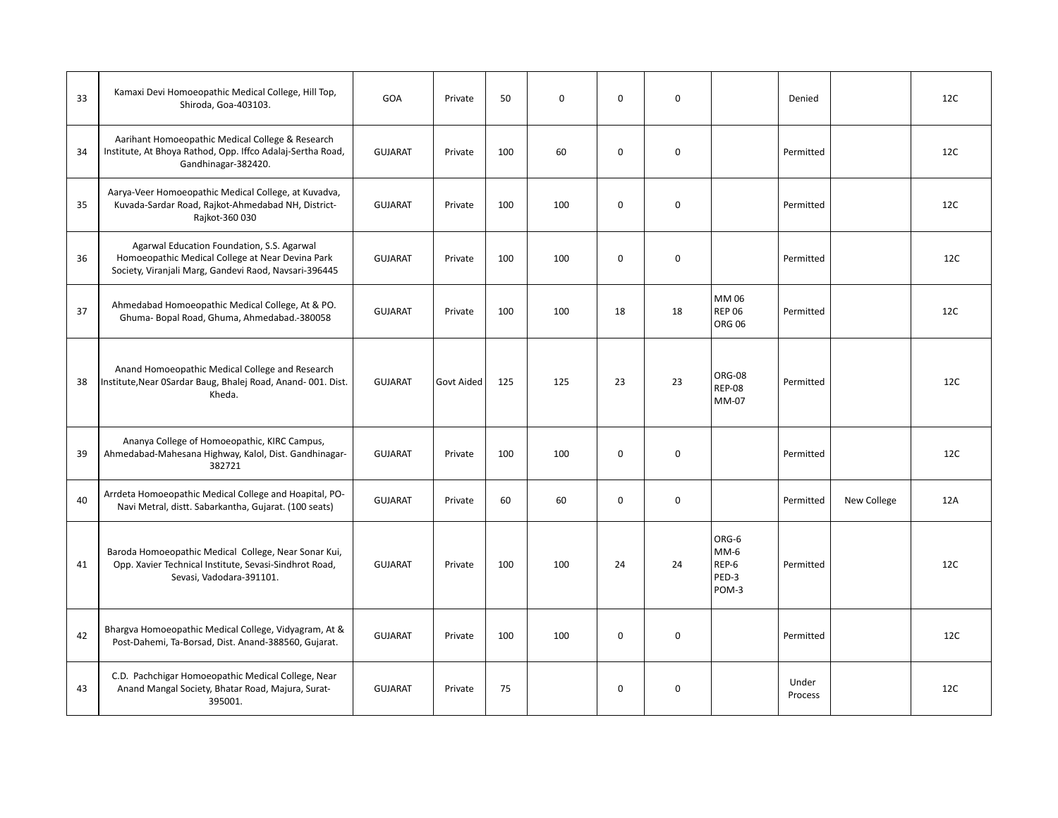| 33 | Kamaxi Devi Homoeopathic Medical College, Hill Top, Shiroda, Goa-403103. | GOA | Private | 50 | 0 | 0 | 0 | | Denied | | 12C |
|---|---|---|---|---|---|---|---|---|---|---|---|
| 34 | Aarihant Homoeopathic Medical College & Research Institute, At Bhoya Rathod, Opp. Iffco Adalaj-Sertha Road, Gandhinagar-382420. | GUJARAT | Private | 100 | 60 | 0 | 0 | | Permitted | | 12C |
| 35 | Aarya-Veer Homoeopathic Medical College, at Kuvadva, Kuvada-Sardar Road, Rajkot-Ahmedabad NH, District-Rajkot-360 030 | GUJARAT | Private | 100 | 100 | 0 | 0 | | Permitted | | 12C |
| 36 | Agarwal Education Foundation, S.S. Agarwal Homoeopathic Medical College at Near Devina Park Society, Viranjali Marg, Gandevi Raod, Navsari-396445 | GUJARAT | Private | 100 | 100 | 0 | 0 | | Permitted | | 12C |
| 37 | Ahmedabad Homoeopathic Medical College, At & PO. Ghuma- Bopal Road, Ghuma, Ahmedabad.-380058 | GUJARAT | Private | 100 | 100 | 18 | 18 | MM 06 REP 06 ORG 06 | Permitted | | 12C |
| 38 | Anand Homoeopathic Medical College and Research Institute,Near 0Sardar Baug, Bhalej Road, Anand- 001. Dist. Kheda. | GUJARAT | Govt Aided | 125 | 125 | 23 | 23 | ORG-08 REP-08 MM-07 | Permitted | | 12C |
| 39 | Ananya College of Homoeopathic, KIRC Campus, Ahmedabad-Mahesana Highway, Kalol, Dist. Gandhinagar-382721 | GUJARAT | Private | 100 | 100 | 0 | 0 | | Permitted | | 12C |
| 40 | Arrdeta Homoeopathic Medical College and Hoapital, PO-Navi Metral, distt. Sabarkantha, Gujarat. (100 seats) | GUJARAT | Private | 60 | 60 | 0 | 0 | | Permitted | New College | 12A |
| 41 | Baroda Homoeopathic Medical College, Near Sonar Kui, Opp. Xavier Technical Institute, Sevasi-Sindhrot Road, Sevasi, Vadodara-391101. | GUJARAT | Private | 100 | 100 | 24 | 24 | ORG-6 MM-6 REP-6 PED-3 POM-3 | Permitted | | 12C |
| 42 | Bhargva Homoeopathic Medical College, Vidyagram, At & Post-Dahemi, Ta-Borsad, Dist. Anand-388560, Gujarat. | GUJARAT | Private | 100 | 100 | 0 | 0 | | Permitted | | 12C |
| 43 | C.D. Pachchigar Homoeopathic Medical College, Near Anand Mangal Society, Bhatar Road, Majura, Surat-395001. | GUJARAT | Private | 75 | | 0 | 0 | | Under Process | | 12C |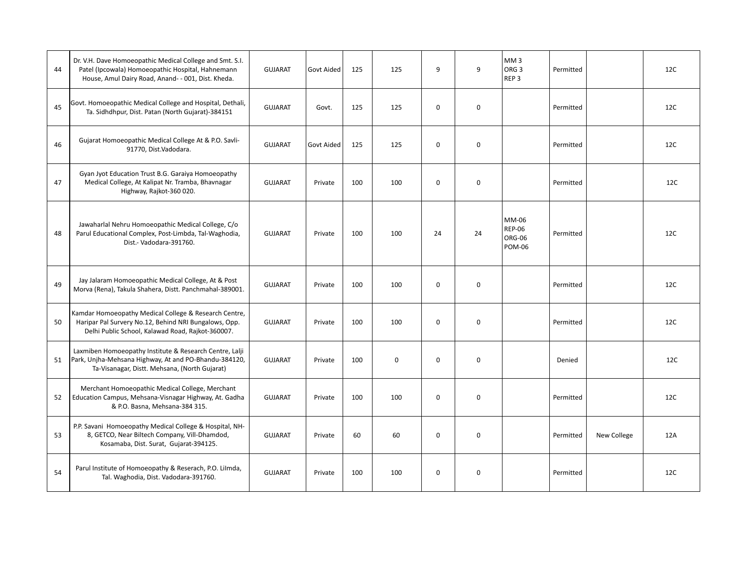| | | | | | | | | | | | |
|---|---|---|---|---|---|---|---|---|---|---|---|
| 44 | Dr. V.H. Dave Homoeopathic Medical College and Smt. S.I. Patel (Ipcowala) Homoeopathic Hospital, Hahnemann House, Amul Dairy Road, Anand- - 001, Dist. Kheda. | GUJARAT | Govt Aided | 125 | 125 | 9 | 9 | MM 3<br>ORG 3<br>REP 3 | Permitted | | 12C |
| 45 | Govt. Homoeopathic Medical College and Hospital, Dethali, Ta. Sidhdhpur, Dist. Patan (North Gujarat)-384151 | GUJARAT | Govt. | 125 | 125 | 0 | 0 | | Permitted | | 12C |
| 46 | Gujarat Homoeopathic Medical College At & P.O. Savli-91770, Dist.Vadodara. | GUJARAT | Govt Aided | 125 | 125 | 0 | 0 | | Permitted | | 12C |
| 47 | Gyan Jyot Education Trust B.G. Garaiya Homoeopathy Medical College, At Kalipat Nr. Tramba, Bhavnagar Highway, Rajkot-360 020. | GUJARAT | Private | 100 | 100 | 0 | 0 | | Permitted | | 12C |
| 48 | Jawaharlal Nehru Homoeopathic Medical College, C/o Parul Educational Complex, Post-Limbda, Tal-Waghodia, Dist.- Vadodara-391760. | GUJARAT | Private | 100 | 100 | 24 | 24 | MM-06<br>REP-06<br>ORG-06<br>POM-06 | Permitted | | 12C |
| 49 | Jay Jalaram Homoeopathic Medical College, At & Post Morva (Rena), Takula Shahera, Distt. Panchmahal-389001. | GUJARAT | Private | 100 | 100 | 0 | 0 | | Permitted | | 12C |
| 50 | Kamdar Homoeopathy Medical College & Research Centre, Haripar Pal Survery No.12, Behind NRI Bungalows, Opp. Delhi Public School, Kalawad Road, Rajkot-360007. | GUJARAT | Private | 100 | 100 | 0 | 0 | | Permitted | | 12C |
| 51 | Laxmiben Homoeopathy Institute & Research Centre, Lalji Park, Unjha-Mehsana Highway, At and PO-Bhandu-384120, Ta-Visanagar, Distt. Mehsana, (North Gujarat) | GUJARAT | Private | 100 | 0 | 0 | 0 | | Denied | | 12C |
| 52 | Merchant Homoeopathic Medical College, Merchant Education Campus, Mehsana-Visnagar Highway, At. Gadha & P.O. Basna, Mehsana-384 315. | GUJARAT | Private | 100 | 100 | 0 | 0 | | Permitted | | 12C |
| 53 | P.P. Savani Homoeopathy Medical College & Hospital, NH-8, GETCO, Near Biltech Company, Vill-Dhamdod, Kosamaba, Dist. Surat, Gujarat-394125. | GUJARAT | Private | 60 | 60 | 0 | 0 | | Permitted | New College | 12A |
| 54 | Parul Institute of Homoeopathy & Reserach, P.O. Lilmda, Tal. Waghodia, Dist. Vadodara-391760. | GUJARAT | Private | 100 | 100 | 0 | 0 | | Permitted | | 12C |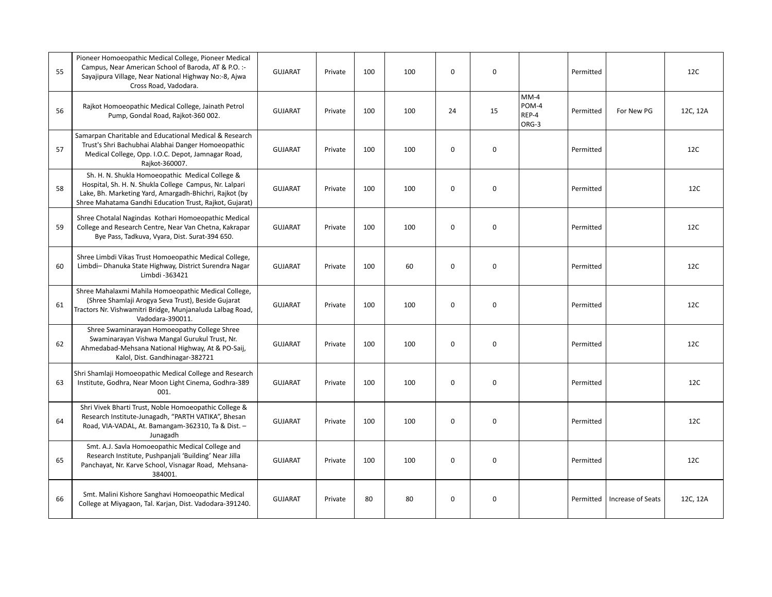| | | | | | | | | | | | |
|---|---|---|---|---|---|---|---|---|---|---|---|
| 55 | Pioneer Homoeopathic Medical College, Pioneer Medical Campus, Near American School of Baroda, AT & P.O. :- Sayajipura Village, Near National Highway No:-8, Ajwa Cross Road, Vadodara. | GUJARAT | Private | 100 | 100 | 0 | 0 | | Permitted | | 12C |
| 56 | Rajkot Homoeopathic Medical College, Jainath Petrol Pump, Gondal Road, Rajkot-360 002. | GUJARAT | Private | 100 | 100 | 24 | 15 | MM-4 POM-4 REP-4 ORG-3 | Permitted | For New PG | 12C, 12A |
| 57 | Samarpan Charitable and Educational Medical & Research Trust's Shri Bachubhai Alabhai Danger Homoeopathic Medical College, Opp. I.O.C. Depot, Jamnagar Road, Rajkot-360007. | GUJARAT | Private | 100 | 100 | 0 | 0 | | Permitted | | 12C |
| 58 | Sh. H. N. Shukla Homoeopathic Medical College & Hospital, Sh. H. N. Shukla College Campus, Nr. Lalpari Lake, Bh. Marketing Yard, Amargadh-Bhichri, Rajkot (by Shree Mahatama Gandhi Education Trust, Rajkot, Gujarat) | GUJARAT | Private | 100 | 100 | 0 | 0 | | Permitted | | 12C |
| 59 | Shree Chotalal Nagindas Kothari Homoeopathic Medical College and Research Centre, Near Van Chetna, Kakrapar Bye Pass, Tadkuva, Vyara, Dist. Surat-394 650. | GUJARAT | Private | 100 | 100 | 0 | 0 | | Permitted | | 12C |
| 60 | Shree Limbdi Vikas Trust Homoeopathic Medical College, Limbdi– Dhanuka State Highway, District Surendra Nagar Limbdi -363421 | GUJARAT | Private | 100 | 60 | 0 | 0 | | Permitted | | 12C |
| 61 | Shree Mahalaxmi Mahila Homoeopathic Medical College, (Shree Shamlaji Arogya Seva Trust), Beside Gujarat Tractors Nr. Vishwamitri Bridge, Munjanaluda Lalbag Road, Vadodara-390011. | GUJARAT | Private | 100 | 100 | 0 | 0 | | Permitted | | 12C |
| 62 | Shree Swaminarayan Homoeopathy College Shree Swaminarayan Vishwa Mangal Gurukul Trust, Nr. Ahmedabad-Mehsana National Highway, At & PO-Saij, Kalol, Dist. Gandhinagar-382721 | GUJARAT | Private | 100 | 100 | 0 | 0 | | Permitted | | 12C |
| 63 | Shri Shamlaji Homoeopathic Medical College and Research Institute, Godhra, Near Moon Light Cinema, Godhra-389 001. | GUJARAT | Private | 100 | 100 | 0 | 0 | | Permitted | | 12C |
| 64 | Shri Vivek Bharti Trust, Noble Homoeopathic College & Research Institute-Junagadh, "PARTH VATIKA", Bhesan Road, VIA-VADAL, At. Bamangam-362310, Ta & Dist. – Junagadh | GUJARAT | Private | 100 | 100 | 0 | 0 | | Permitted | | 12C |
| 65 | Smt. A.J. Savla Homoeopathic Medical College and Research Institute, Pushpanjali 'Building' Near Jilla Panchayat, Nr. Karve School, Visnagar Road, Mehsana-384001. | GUJARAT | Private | 100 | 100 | 0 | 0 | | Permitted | | 12C |
| 66 | Smt. Malini Kishore Sanghavi Homoeopathic Medical College at Miyagaon, Tal. Karjan, Dist. Vadodara-391240. | GUJARAT | Private | 80 | 80 | 0 | 0 | | Permitted | Increase of Seats | 12C, 12A |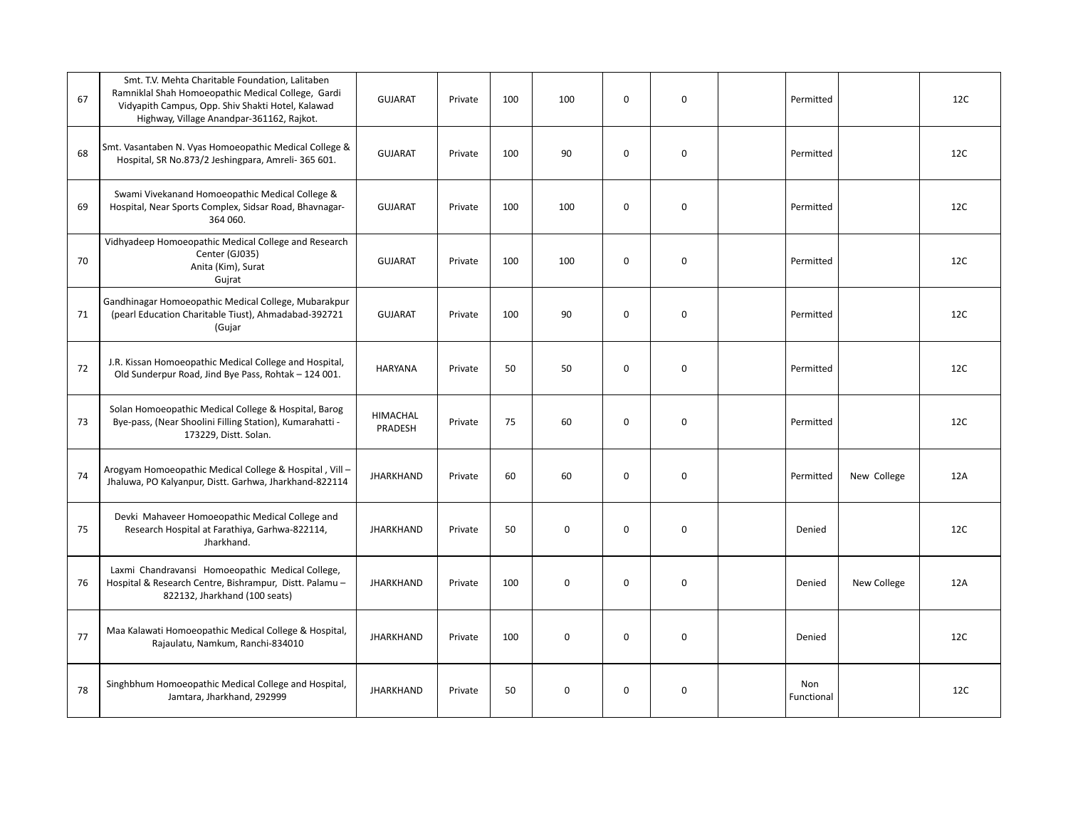| | | | | | | | | | | | |
|---|---|---|---|---|---|---|---|---|---|---|---|
| 67 | Smt. T.V. Mehta Charitable Foundation, Lalitaben Ramniklal Shah Homoeopathic Medical College, Gardi Vidyapith Campus, Opp. Shiv Shakti Hotel, Kalawad Highway, Village Anandpar-361162, Rajkot. | GUJARAT | Private | 100 | 100 | 0 | 0 | | Permitted | | 12C |
| 68 | Smt. Vasantaben N. Vyas Homoeopathic Medical College & Hospital, SR No.873/2 Jeshingpara, Amreli- 365 601. | GUJARAT | Private | 100 | 90 | 0 | 0 | | Permitted | | 12C |
| 69 | Swami Vivekanand Homoeopathic Medical College & Hospital, Near Sports Complex, Sidsar Road, Bhavnagar-364 060. | GUJARAT | Private | 100 | 100 | 0 | 0 | | Permitted | | 12C |
| 70 | Vidhyadeep Homoeopathic Medical College and Research Center (GJ035) Anita (Kim), Surat Gujrat | GUJARAT | Private | 100 | 100 | 0 | 0 | | Permitted | | 12C |
| 71 | Gandhinagar Homoeopathic Medical College, Mubarakpur (pearl Education Charitable Tiust), Ahmadabad-392721 (Gujar | GUJARAT | Private | 100 | 90 | 0 | 0 | | Permitted | | 12C |
| 72 | J.R. Kissan Homoeopathic Medical College and Hospital, Old Sunderpur Road, Jind Bye Pass, Rohtak – 124 001. | HARYANA | Private | 50 | 50 | 0 | 0 | | Permitted | | 12C |
| 73 | Solan Homoeopathic Medical College & Hospital, Barog Bye-pass, (Near Shoolini Filling Station), Kumarahatti - 173229, Distt. Solan. | HIMACHAL PRADESH | Private | 75 | 60 | 0 | 0 | | Permitted | | 12C |
| 74 | Arogyam Homoeopathic Medical College & Hospital , Vill – Jhaluwa, PO Kalyanpur, Distt. Garhwa, Jharkhand-822114 | JHARKHAND | Private | 60 | 60 | 0 | 0 | | Permitted | New College | 12A |
| 75 | Devki Mahaveer Homoeopathic Medical College and Research Hospital at Farathiya, Garhwa-822114, Jharkhand. | JHARKHAND | Private | 50 | 0 | 0 | 0 | | Denied | | 12C |
| 76 | Laxmi Chandravansi Homoeopathic Medical College, Hospital & Research Centre, Bishrampur, Distt. Palamu – 822132, Jharkhand (100 seats) | JHARKHAND | Private | 100 | 0 | 0 | 0 | | Denied | New College | 12A |
| 77 | Maa Kalawati Homoeopathic Medical College & Hospital, Rajaulatu, Namkum, Ranchi-834010 | JHARKHAND | Private | 100 | 0 | 0 | 0 | | Denied | | 12C |
| 78 | Singhbhum Homoeopathic Medical College and Hospital, Jamtara, Jharkhand, 292999 | JHARKHAND | Private | 50 | 0 | 0 | 0 | | Non Functional | | 12C |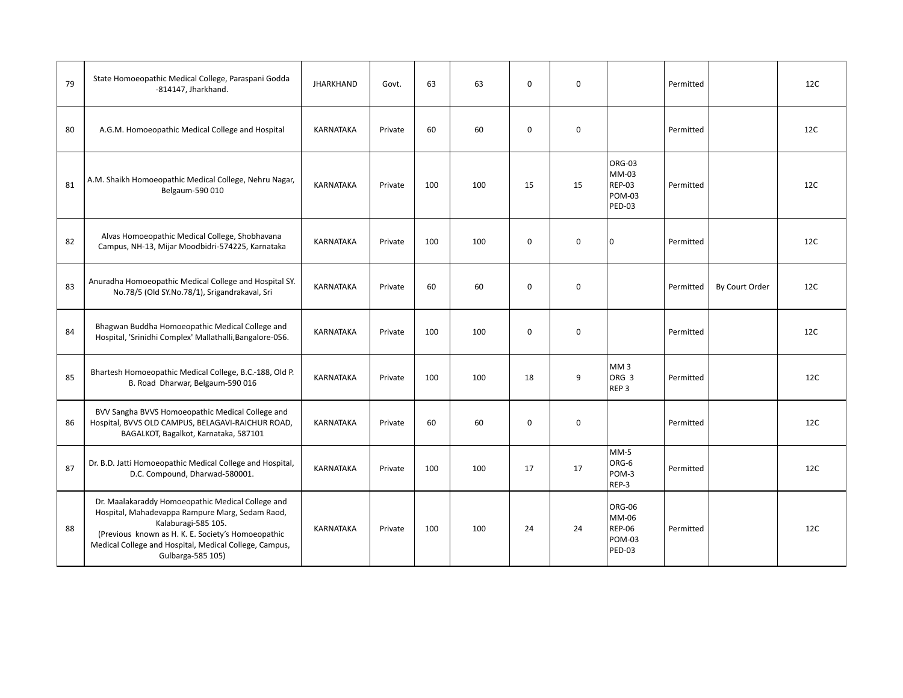| 79 | State Homoeopathic Medical College, Paraspani Godda -814147, Jharkhand. | JHARKHAND | Govt. | 63 | 63 | 0 | 0 | | Permitted | | 12C |
|---|---|---|---|---|---|---|---|---|---|---|---|
| 80 | A.G.M. Homoeopathic Medical College and Hospital | KARNATAKA | Private | 60 | 60 | 0 | 0 | | Permitted | | 12C |
| 81 | A.M. Shaikh Homoeopathic Medical College, Nehru Nagar, Belgaum-590 010 | KARNATAKA | Private | 100 | 100 | 15 | 15 | ORG-03 MM-03 REP-03 POM-03 PED-03 | Permitted | | 12C |
| 82 | Alvas Homoeopathic Medical College, Shobhavana Campus, NH-13, Mijar Moodbidri-574225, Karnataka | KARNATAKA | Private | 100 | 100 | 0 | 0 | 0 | Permitted | | 12C |
| 83 | Anuradha Homoeopathic Medical College and Hospital SY. No.78/5 (Old SY.No.78/1), Srigandrakaval, Sri | KARNATAKA | Private | 60 | 60 | 0 | 0 | | Permitted | By Court Order | 12C |
| 84 | Bhagwan Buddha Homoeopathic Medical College and Hospital, 'Srinidhi Complex' Mallathalli,Bangalore-056. | KARNATAKA | Private | 100 | 100 | 0 | 0 | | Permitted | | 12C |
| 85 | Bhartesh Homoeopathic Medical College, B.C.-188, Old P. B. Road Dharwar, Belgaum-590 016 | KARNATAKA | Private | 100 | 100 | 18 | 9 | MM 3 ORG 3 REP 3 | Permitted | | 12C |
| 86 | BVV Sangha BVVS Homoeopathic Medical College and Hospital, BVVS OLD CAMPUS, BELAGAVI-RAICHUR ROAD, BAGALKOT, Bagalkot, Karnataka, 587101 | KARNATAKA | Private | 60 | 60 | 0 | 0 | | Permitted | | 12C |
| 87 | Dr. B.D. Jatti Homoeopathic Medical College and Hospital, D.C. Compound, Dharwad-580001. | KARNATAKA | Private | 100 | 100 | 17 | 17 | MM-5 ORG-6 POM-3 REP-3 | Permitted | | 12C |
| 88 | Dr. Maalakaraddy Homoeopathic Medical College and Hospital, Mahadevappa Rampure Marg, Sedam Raod, Kalaburagi-585 105. (Previous known as H. K. E. Society's Homoeopathic Medical College and Hospital, Medical College, Campus, Gulbarga-585 105) | KARNATAKA | Private | 100 | 100 | 24 | 24 | ORG-06 MM-06 REP-06 POM-03 PED-03 | Permitted | | 12C |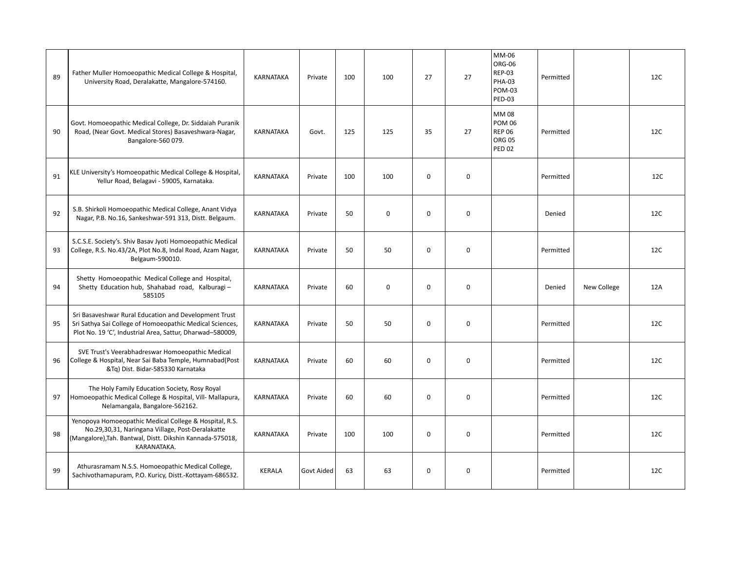| | | | | | | | | | | | |
|---|---|---|---|---|---|---|---|---|---|---|---|
| 89 | Father Muller Homoeopathic Medical College & Hospital, University Road, Deralakatte, Mangalore-574160. | KARNATAKA | Private | 100 | 100 | 27 | 27 | MM-06<br>ORG-06<br>REP-03<br>PHA-03<br>POM-03<br>PED-03 | Permitted | | 12C |
| 90 | Govt. Homoeopathic Medical College, Dr. Siddaiah Puranik Road, (Near Govt. Medical Stores) Basaveshwara-Nagar, Bangalore-560 079. | KARNATAKA | Govt. | 125 | 125 | 35 | 27 | MM 08<br>POM 06<br>REP 06<br>ORG 05<br>PED 02 | Permitted | | 12C |
| 91 | KLE University's Homoeopathic Medical College & Hospital, Yellur Road, Belagavi - 59005, Karnataka. | KARNATAKA | Private | 100 | 100 | 0 | 0 | | Permitted | | 12C |
| 92 | S.B. Shirkoli Homoeopathic Medical College, Anant Vidya Nagar, P.B. No.16, Sankeshwar-591 313, Distt. Belgaum. | KARNATAKA | Private | 50 | 0 | 0 | 0 | | Denied | | 12C |
| 93 | S.C.S.E. Society's. Shiv Basav Jyoti Homoeopathic Medical College, R.S. No.43/2A, Plot No.8, Indal Road, Azam Nagar, Belgaum-590010. | KARNATAKA | Private | 50 | 50 | 0 | 0 | | Permitted | | 12C |
| 94 | Shetty Homoeopathic Medical College and Hospital, Shetty Education hub, Shahabad road, Kalburagi – 585105 | KARNATAKA | Private | 60 | 0 | 0 | 0 | | Denied | New College | 12A |
| 95 | Sri Basaveshwar Rural Education and Development Trust Sri Sathya Sai College of Homoeopathic Medical Sciences, Plot No. 19 'C', Industrial Area, Sattur, Dharwad–580009, | KARNATAKA | Private | 50 | 50 | 0 | 0 | | Permitted | | 12C |
| 96 | SVE Trust's Veerabhadreswar Homoeopathic Medical College & Hospital, Near Sai Baba Temple, Humnabad(Post &Tq) Dist. Bidar-585330 Karnataka | KARNATAKA | Private | 60 | 60 | 0 | 0 | | Permitted | | 12C |
| 97 | The Holy Family Education Society, Rosy Royal Homoeopathic Medical College & Hospital, Vill- Mallapura, Nelamangala, Bangalore-562162. | KARNATAKA | Private | 60 | 60 | 0 | 0 | | Permitted | | 12C |
| 98 | Yenopoya Homoeopathic Medical College & Hospital, R.S. No.29,30,31, Naringana Village, Post-Deralakatte (Mangalore),Tah. Bantwal, Distt. Dikshin Kannada-575018, KARANATAKA. | KARNATAKA | Private | 100 | 100 | 0 | 0 | | Permitted | | 12C |
| 99 | Athurasramam N.S.S. Homoeopathic Medical College, Sachivothamapuram, P.O. Kuricy, Distt.-Kottayam-686532. | KERALA | Govt Aided | 63 | 63 | 0 | 0 | | Permitted | | 12C |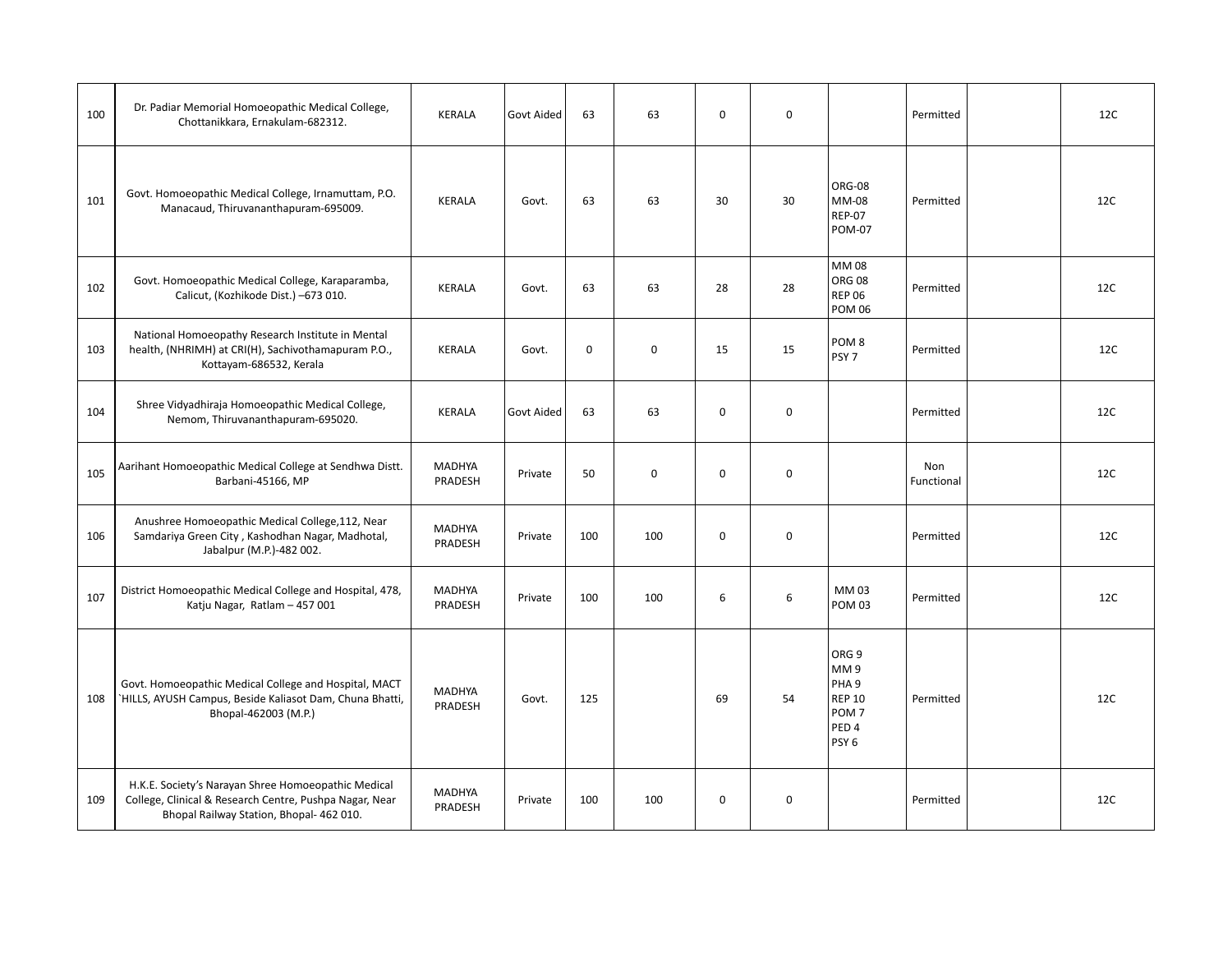| 100 | Dr. Padiar Memorial Homoeopathic Medical College, Chottanikkara, Ernakulam-682312. | KERALA | Govt Aided | 63 | 63 | 0 | 0 | | Permitted | | 12C |
|---|---|---|---|---|---|---|---|---|---|---|---|
| 101 | Govt. Homoeopathic Medical College, Irnamuttam, P.O. Manacaud, Thiruvananthapuram-695009. | KERALA | Govt. | 63 | 63 | 30 | 30 | ORG-08<br>MM-08<br>REP-07<br>POM-07 | Permitted | | 12C |
| 102 | Govt. Homoeopathic Medical College, Karaparamba, Calicut, (Kozhikode Dist.) –673 010. | KERALA | Govt. | 63 | 63 | 28 | 28 | MM 08<br>ORG 08<br>REP 06<br>POM 06 | Permitted | | 12C |
| 103 | National Homoeopathy Research Institute in Mental health, (NHRIMH) at CRI(H), Sachivothamapuram P.O., Kottayam-686532, Kerala | KERALA | Govt. | 0 | 0 | 15 | 15 | POM 8<br>PSY 7 | Permitted | | 12C |
| 104 | Shree Vidyadhiraja Homoeopathic Medical College, Nemom, Thiruvananthapuram-695020. | KERALA | Govt Aided | 63 | 63 | 0 | 0 | | Permitted | | 12C |
| 105 | Aarihant Homoeopathic Medical College at Sendhwa Distt. Barbani-45166, MP | MADHYA PRADESH | Private | 50 | 0 | 0 | 0 | | Non Functional | | 12C |
| 106 | Anushree Homoeopathic Medical College,112, Near Samdariya Green City , Kashodhan Nagar, Madhotal, Jabalpur (M.P.)-482 002. | MADHYA PRADESH | Private | 100 | 100 | 0 | 0 | | Permitted | | 12C |
| 107 | District Homoeopathic Medical College and Hospital, 478, Katju Nagar, Ratlam – 457 001 | MADHYA PRADESH | Private | 100 | 100 | 6 | 6 | MM 03<br>POM 03 | Permitted | | 12C |
| 108 | Govt. Homoeopathic Medical College and Hospital, MACT `HILLS, AYUSH Campus, Beside Kaliasot Dam, Chuna Bhatti, Bhopal-462003 (M.P.) | MADHYA PRADESH | Govt. | 125 | | 69 | 54 | ORG 9<br>MM 9<br>PHA 9<br>REP 10<br>POM 7<br>PED 4<br>PSY 6 | Permitted | | 12C |
| 109 | H.K.E. Society's Narayan Shree Homoeopathic Medical College, Clinical & Research Centre, Pushpa Nagar, Near Bhopal Railway Station, Bhopal- 462 010. | MADHYA PRADESH | Private | 100 | 100 | 0 | 0 | | Permitted | | 12C |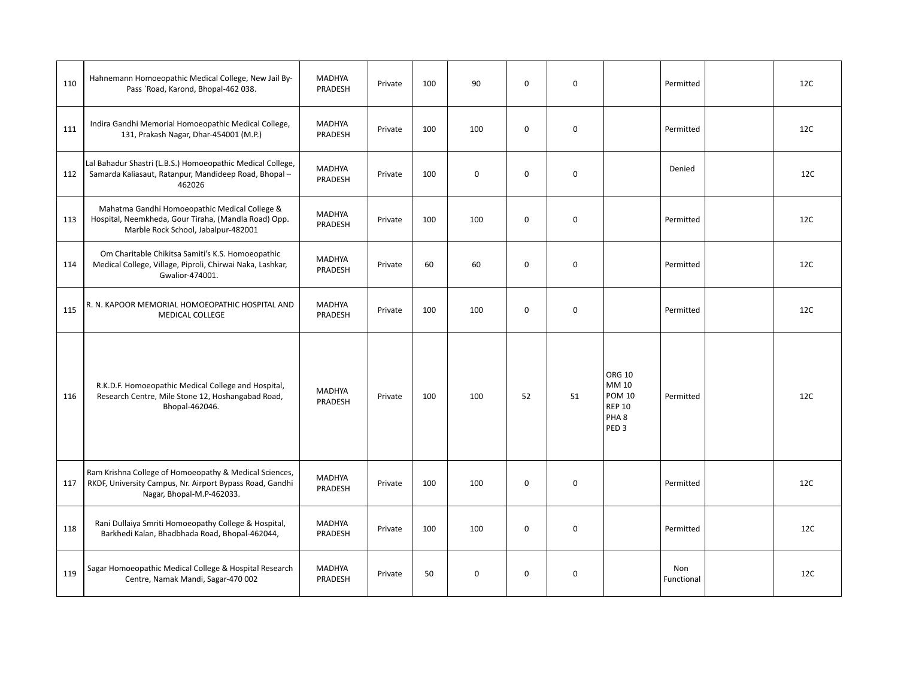| | | | | | | | | | | | |
|---|---|---|---|---|---|---|---|---|---|---|---|
| 110 | Hahnemann Homoeopathic Medical College, New Jail By-Pass `Road, Karond, Bhopal-462 038. | MADHYA PRADESH | Private | 100 | 90 | 0 | 0 | | Permitted | | 12C |
| 111 | Indira Gandhi Memorial Homoeopathic Medical College, 131, Prakash Nagar, Dhar-454001 (M.P.) | MADHYA PRADESH | Private | 100 | 100 | 0 | 0 | | Permitted | | 12C |
| 112 | Lal Bahadur Shastri (L.B.S.) Homoeopathic Medical College, Samarda Kaliasaut, Ratanpur, Mandideep Road, Bhopal – 462026 | MADHYA PRADESH | Private | 100 | 0 | 0 | 0 | | Denied | | 12C |
| 113 | Mahatma Gandhi Homoeopathic Medical College & Hospital, Neemkheda, Gour Tiraha, (Mandla Road) Opp. Marble Rock School, Jabalpur-482001 | MADHYA PRADESH | Private | 100 | 100 | 0 | 0 | | Permitted | | 12C |
| 114 | Om Charitable Chikitsa Samiti's K.S. Homoeopathic Medical College, Village, Piproli, Chirwai Naka, Lashkar, Gwalior-474001. | MADHYA PRADESH | Private | 60 | 60 | 0 | 0 | | Permitted | | 12C |
| 115 | R. N. KAPOOR MEMORIAL HOMOEOPATHIC HOSPITAL AND MEDICAL COLLEGE | MADHYA PRADESH | Private | 100 | 100 | 0 | 0 | | Permitted | | 12C |
| 116 | R.K.D.F. Homoeopathic Medical College and Hospital, Research Centre, Mile Stone 12, Hoshangabad Road, Bhopal-462046. | MADHYA PRADESH | Private | 100 | 100 | 52 | 51 | ORG 10<br>MM 10<br>POM 10<br>REP 10<br>PHA 8<br>PED 3 | Permitted | | 12C |
| 117 | Ram Krishna College of Homoeopathy & Medical Sciences, RKDF, University Campus, Nr. Airport Bypass Road, Gandhi Nagar, Bhopal-M.P-462033. | MADHYA PRADESH | Private | 100 | 100 | 0 | 0 | | Permitted | | 12C |
| 118 | Rani Dullaiya Smriti Homoeopathy College & Hospital, Barkhedi Kalan, Bhadbhada Road, Bhopal-462044, | MADHYA PRADESH | Private | 100 | 100 | 0 | 0 | | Permitted | | 12C |
| 119 | Sagar Homoeopathic Medical College & Hospital Research Centre, Namak Mandi, Sagar-470 002 | MADHYA PRADESH | Private | 50 | 0 | 0 | 0 | | Non Functional | | 12C |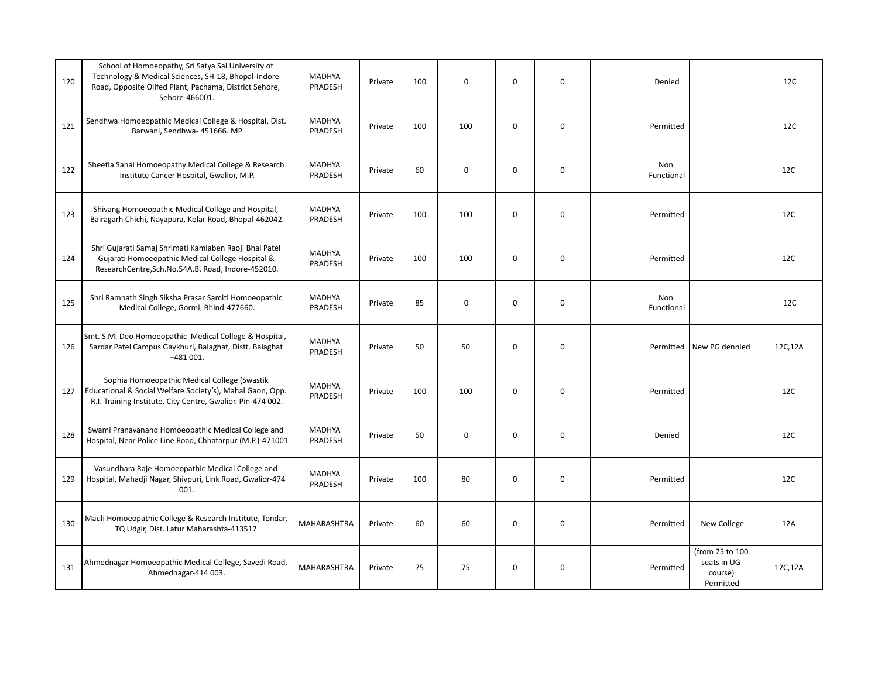| | | | | | | | | | | | |
|---|---|---|---|---|---|---|---|---|---|---|---|
| 120 | School of Homoeopathy, Sri Satya Sai University of Technology & Medical Sciences, SH-18, Bhopal-Indore Road, Opposite Oilfed Plant, Pachama, District Sehore, Sehore-466001. | MADHYA PRADESH | Private | 100 | 0 | 0 | 0 | | Denied | | 12C |
| 121 | Sendhwa Homoeopathic Medical College & Hospital, Dist. Barwani, Sendhwa- 451666. MP | MADHYA PRADESH | Private | 100 | 100 | 0 | 0 | | Permitted | | 12C |
| 122 | Sheetla Sahai Homoeopathy Medical College & Research Institute Cancer Hospital, Gwalior, M.P. | MADHYA PRADESH | Private | 60 | 0 | 0 | 0 | | Non Functional | | 12C |
| 123 | Shivang Homoeopathic Medical College and Hospital, Bairagarh Chichi, Nayapura, Kolar Road, Bhopal-462042. | MADHYA PRADESH | Private | 100 | 100 | 0 | 0 | | Permitted | | 12C |
| 124 | Shri Gujarati Samaj Shrimati Kamlaben Raoji Bhai Patel Gujarati Homoeopathic Medical College Hospital & ResearchCentre,Sch.No.54A.B. Road, Indore-452010. | MADHYA PRADESH | Private | 100 | 100 | 0 | 0 | | Permitted | | 12C |
| 125 | Shri Ramnath Singh Siksha Prasar Samiti Homoeopathic Medical College, Gormi, Bhind-477660. | MADHYA PRADESH | Private | 85 | 0 | 0 | 0 | | Non Functional | | 12C |
| 126 | Smt. S.M. Deo Homoeopathic Medical College & Hospital, Sardar Patel Campus Gaykhuri, Balaghat, Distt. Balaghat –481 001. | MADHYA PRADESH | Private | 50 | 50 | 0 | 0 | | Permitted | New PG dennied | 12C,12A |
| 127 | Sophia Homoeopathic Medical College (Swastik Educational & Social Welfare Society's), Mahal Gaon, Opp. R.I. Training Institute, City Centre, Gwalior. Pin-474 002. | MADHYA PRADESH | Private | 100 | 100 | 0 | 0 | | Permitted | | 12C |
| 128 | Swami Pranavanand Homoeopathic Medical College and Hospital, Near Police Line Road, Chhatarpur (M.P.)-471001 | MADHYA PRADESH | Private | 50 | 0 | 0 | 0 | | Denied | | 12C |
| 129 | Vasundhara Raje Homoeopathic Medical College and Hospital, Mahadji Nagar, Shivpuri, Link Road, Gwalior-474 001. | MADHYA PRADESH | Private | 100 | 80 | 0 | 0 | | Permitted | | 12C |
| 130 | Mauli Homoeopathic College & Research Institute, Tondar, TQ Udgir, Dist. Latur Maharashta-413517. | MAHARASHTRA | Private | 60 | 60 | 0 | 0 | | Permitted | New College | 12A |
| 131 | Ahmednagar Homoeopathic Medical College, Savedi Road, Ahmednagar-414 003. | MAHARASHTRA | Private | 75 | 75 | 0 | 0 | | Permitted | (from 75 to 100 seats in UG course) Permitted | 12C,12A |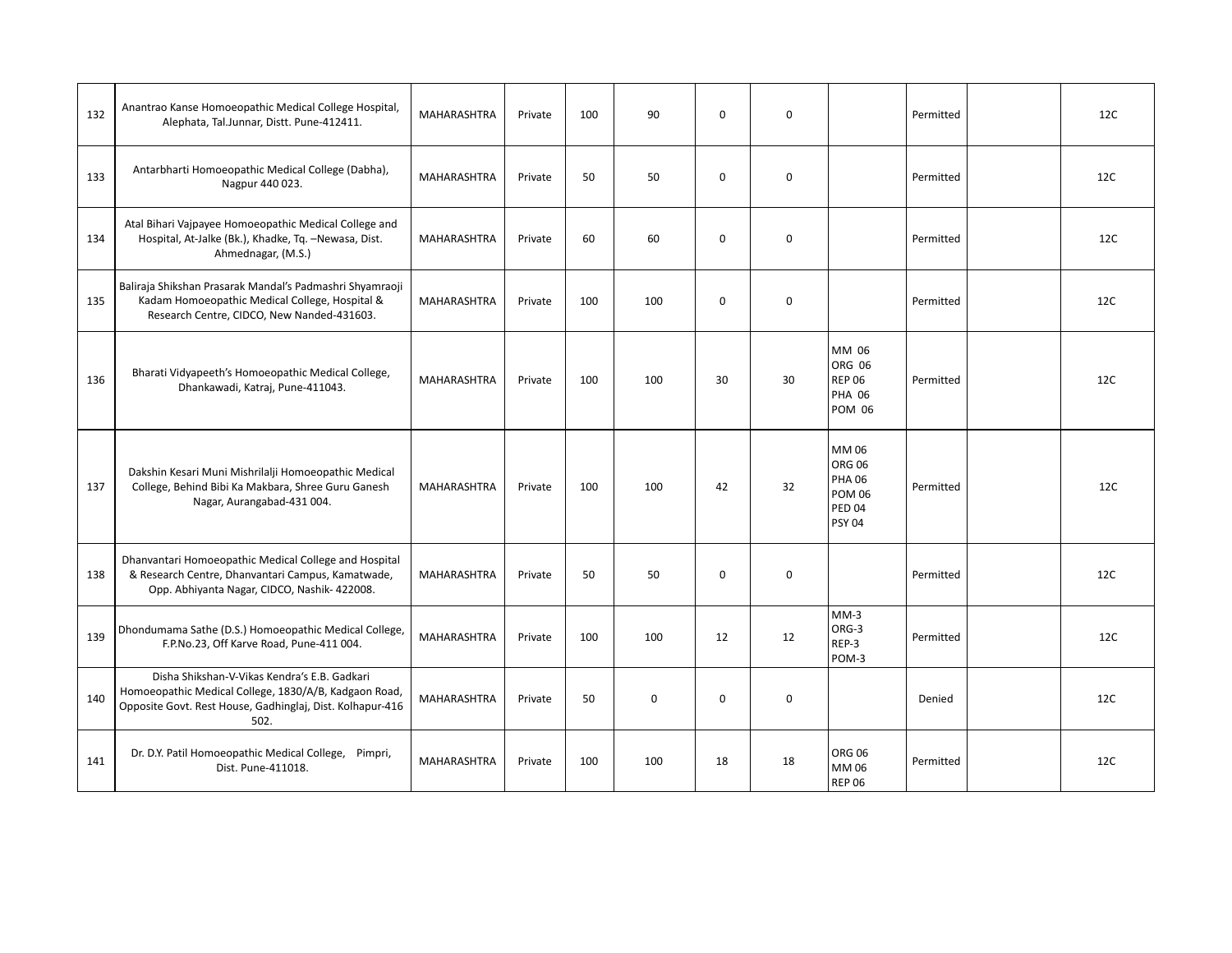| | | | | | | | | | | | |
|---|---|---|---|---|---|---|---|---|---|---|---|
| 132 | Anantrao Kanse Homoeopathic Medical College Hospital, Alephata, Tal.Junnar, Distt. Pune-412411. | MAHARASHTRA | Private | 100 | 90 | 0 | 0 | | Permitted | | 12C |
| 133 | Antarbharti Homoeopathic Medical College (Dabha), Nagpur 440 023. | MAHARASHTRA | Private | 50 | 50 | 0 | 0 | | Permitted | | 12C |
| 134 | Atal Bihari Vajpayee Homoeopathic Medical College and Hospital, At-Jalke (Bk.), Khadke, Tq. –Newasa, Dist. Ahmednagar, (M.S.) | MAHARASHTRA | Private | 60 | 60 | 0 | 0 | | Permitted | | 12C |
| 135 | Baliraja Shikshan Prasarak Mandal's Padmashri Shyamraoji Kadam Homoeopathic Medical College, Hospital & Research Centre, CIDCO, New Nanded-431603. | MAHARASHTRA | Private | 100 | 100 | 0 | 0 | | Permitted | | 12C |
| 136 | Bharati Vidyapeeth's Homoeopathic Medical College, Dhankawadi, Katraj, Pune-411043. | MAHARASHTRA | Private | 100 | 100 | 30 | 30 | MM 06<br>ORG 06<br>REP 06<br>PHA 06<br>POM 06 | Permitted | | 12C |
| 137 | Dakshin Kesari Muni Mishrilalji Homoeopathic Medical College, Behind Bibi Ka Makbara, Shree Guru Ganesh Nagar, Aurangabad-431 004. | MAHARASHTRA | Private | 100 | 100 | 42 | 32 | MM 06<br>ORG 06<br>PHA 06<br>POM 06<br>PED 04<br>PSY 04 | Permitted | | 12C |
| 138 | Dhanvantari Homoeopathic Medical College and Hospital & Research Centre, Dhanvantari Campus, Kamatwade, Opp. Abhiyanta Nagar, CIDCO, Nashik- 422008. | MAHARASHTRA | Private | 50 | 50 | 0 | 0 | | Permitted | | 12C |
| 139 | Dhondumama Sathe (D.S.) Homoeopathic Medical College, F.P.No.23, Off Karve Road, Pune-411 004. | MAHARASHTRA | Private | 100 | 100 | 12 | 12 | MM-3<br>ORG-3<br>REP-3<br>POM-3 | Permitted | | 12C |
| 140 | Disha Shikshan-V-Vikas Kendra's E.B. Gadkari Homoeopathic Medical College, 1830/A/B, Kadgaon Road, Opposite Govt. Rest House, Gadhinglaj, Dist. Kolhapur-416 502. | MAHARASHTRA | Private | 50 | 0 | 0 | 0 | | Denied | | 12C |
| 141 | Dr. D.Y. Patil Homoeopathic Medical College, Pimpri, Dist. Pune-411018. | MAHARASHTRA | Private | 100 | 100 | 18 | 18 | ORG 06<br>MM 06<br>REP 06 | Permitted | | 12C |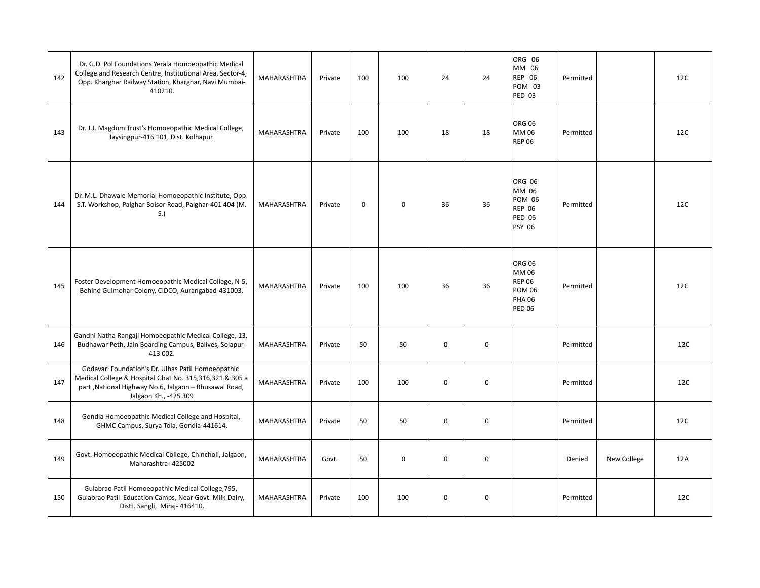| 142 | Dr. G.D. Pol Foundations Yerala Homoeopathic Medical College and Research Centre, Institutional Area, Sector-4, Opp. Kharghar Railway Station, Kharghar, Navi Mumbai-410210. | MAHARASHTRA | Private | 100 | 100 | 24 | 24 | ORG 06<br>MM 06<br>REP 06<br>POM 03<br>PED 03 | Permitted | | 12C |
|---|---|---|---|---|---|---|---|---|---|---|---|
| 143 | Dr. J.J. Magdum Trust's Homoeopathic Medical College, Jaysingpur-416 101, Dist. Kolhapur. | MAHARASHTRA | Private | 100 | 100 | 18 | 18 | ORG 06<br>MM 06<br>REP 06 | Permitted | | 12C |
| 144 | Dr. M.L. Dhawale Memorial Homoeopathic Institute, Opp. S.T. Workshop, Palghar Boisor Road, Palghar-401 404 (M. S.) | MAHARASHTRA | Private | 0 | 0 | 36 | 36 | ORG 06<br>MM 06<br>POM 06<br>REP 06<br>PED 06<br>PSY 06 | Permitted | | 12C |
| 145 | Foster Development Homoeopathic Medical College, N-5, Behind Gulmohar Colony, CIDCO, Aurangabad-431003. | MAHARASHTRA | Private | 100 | 100 | 36 | 36 | ORG 06<br>MM 06<br>REP 06<br>POM 06<br>PHA 06<br>PED 06 | Permitted | | 12C |
| 146 | Gandhi Natha Rangaji Homoeopathic Medical College, 13, Budhawar Peth, Jain Boarding Campus, Balives, Solapur-413 002. | MAHARASHTRA | Private | 50 | 50 | 0 | 0 | | Permitted | | 12C |
| 147 | Godavari Foundation's Dr. Ulhas Patil Homoeopathic Medical College & Hospital Ghat No. 315,316,321 & 305 a part ,National Highway No.6, Jalgaon – Bhusawal Road, Jalgaon Kh., -425 309 | MAHARASHTRA | Private | 100 | 100 | 0 | 0 | | Permitted | | 12C |
| 148 | Gondia Homoeopathic Medical College and Hospital, GHMC Campus, Surya Tola, Gondia-441614. | MAHARASHTRA | Private | 50 | 50 | 0 | 0 | | Permitted | | 12C |
| 149 | Govt. Homoeopathic Medical College, Chincholi, Jalgaon, Maharashtra- 425002 | MAHARASHTRA | Govt. | 50 | 0 | 0 | 0 | | Denied | New College | 12A |
| 150 | Gulabrao Patil Homoeopathic Medical College,795, Gulabrao Patil Education Camps, Near Govt. Milk Dairy, Distt. Sangli, Miraj- 416410. | MAHARASHTRA | Private | 100 | 100 | 0 | 0 | | Permitted | | 12C |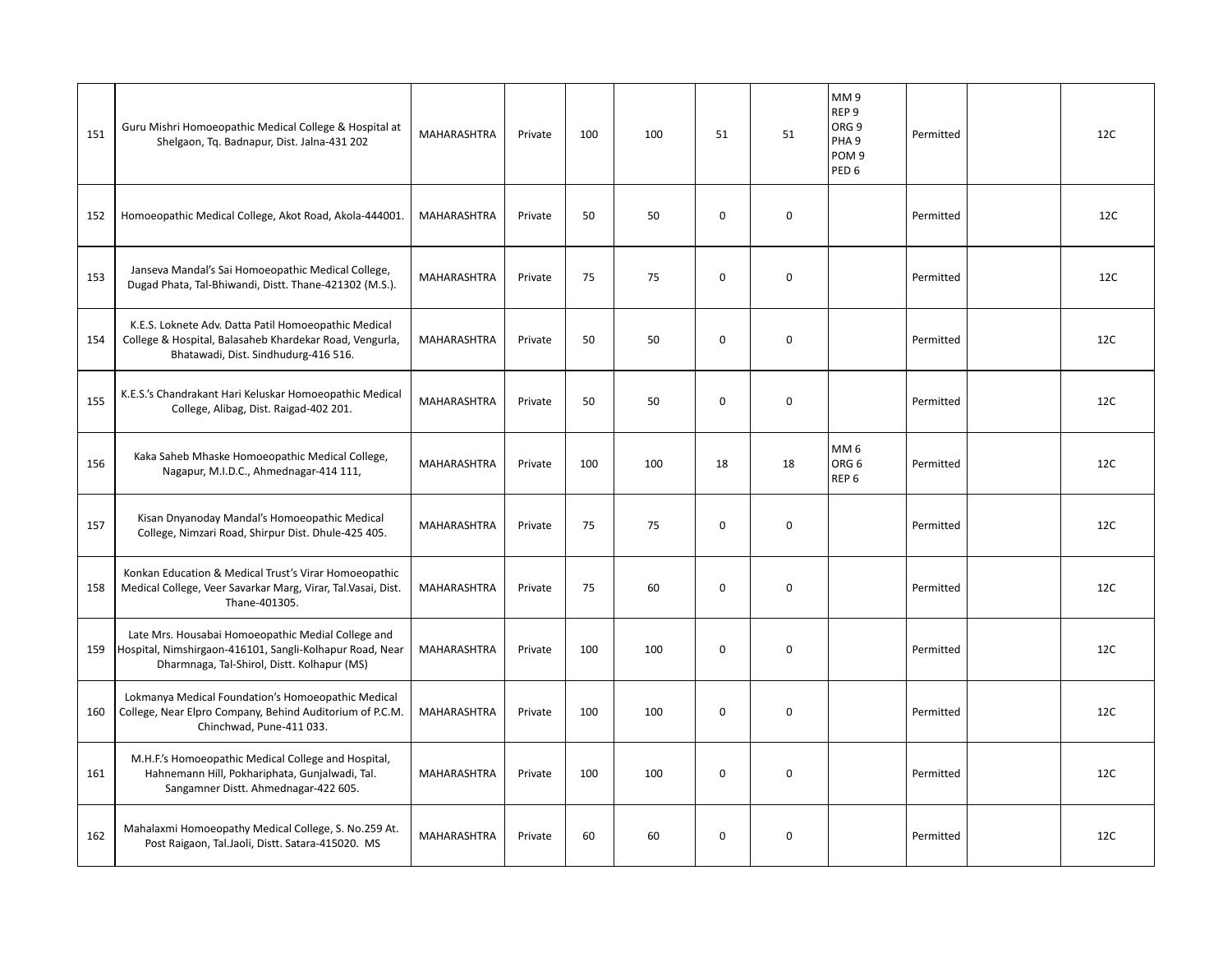| 151 | Guru Mishri Homoeopathic Medical College & Hospital at Shelgaon, Tq. Badnapur, Dist. Jalna-431 202 | MAHARASHTRA | Private | 100 | 100 | 51 | 51 | MM 9<br>REP 9<br>ORG 9<br>PHA 9<br>POM 9<br>PED 6 | Permitted | | 12C |
|---|---|---|---|---|---|---|---|---|---|---|---|
| 152 | Homoeopathic Medical College, Akot Road, Akola-444001. | MAHARASHTRA | Private | 50 | 50 | 0 | 0 | | Permitted | | 12C |
| 153 | Janseva Mandal's Sai Homoeopathic Medical College, Dugad Phata, Tal-Bhiwandi, Distt. Thane-421302 (M.S.). | MAHARASHTRA | Private | 75 | 75 | 0 | 0 | | Permitted | | 12C |
| 154 | K.E.S. Loknete Adv. Datta Patil Homoeopathic Medical College & Hospital, Balasaheb Khardekar Road, Vengurla, Bhatawadi, Dist. Sindhudurg-416 516. | MAHARASHTRA | Private | 50 | 50 | 0 | 0 | | Permitted | | 12C |
| 155 | K.E.S.'s Chandrakant Hari Keluskar Homoeopathic Medical College, Alibag, Dist. Raigad-402 201. | MAHARASHTRA | Private | 50 | 50 | 0 | 0 | | Permitted | | 12C |
| 156 | Kaka Saheb Mhaske Homoeopathic Medical College, Nagapur, M.I.D.C., Ahmednagar-414 111, | MAHARASHTRA | Private | 100 | 100 | 18 | 18 | MM 6<br>ORG 6<br>REP 6 | Permitted | | 12C |
| 157 | Kisan Dnyanoday Mandal's Homoeopathic Medical College, Nimzari Road, Shirpur Dist. Dhule-425 405. | MAHARASHTRA | Private | 75 | 75 | 0 | 0 | | Permitted | | 12C |
| 158 | Konkan Education & Medical Trust's Virar Homoeopathic Medical College, Veer Savarkar Marg, Virar, Tal.Vasai, Dist. Thane-401305. | MAHARASHTRA | Private | 75 | 60 | 0 | 0 | | Permitted | | 12C |
| 159 | Late Mrs. Housabai Homoeopathic Medial College and Hospital, Nimshirgaon-416101, Sangli-Kolhapur Road, Near Dharmnaga, Tal-Shirol, Distt. Kolhapur (MS) | MAHARASHTRA | Private | 100 | 100 | 0 | 0 | | Permitted | | 12C |
| 160 | Lokmanya Medical Foundation's Homoeopathic Medical College, Near Elpro Company, Behind Auditorium of P.C.M. Chinchwad, Pune-411 033. | MAHARASHTRA | Private | 100 | 100 | 0 | 0 | | Permitted | | 12C |
| 161 | M.H.F.'s Homoeopathic Medical College and Hospital, Hahnemann Hill, Pokhariphata, Gunjalwadi, Tal. Sangamner Distt. Ahmednagar-422 605. | MAHARASHTRA | Private | 100 | 100 | 0 | 0 | | Permitted | | 12C |
| 162 | Mahalaxmi Homoeopathy Medical College, S. No.259 At. Post Raigaon, Tal.Jaoli, Distt. Satara-415020. MS | MAHARASHTRA | Private | 60 | 60 | 0 | 0 | | Permitted | | 12C |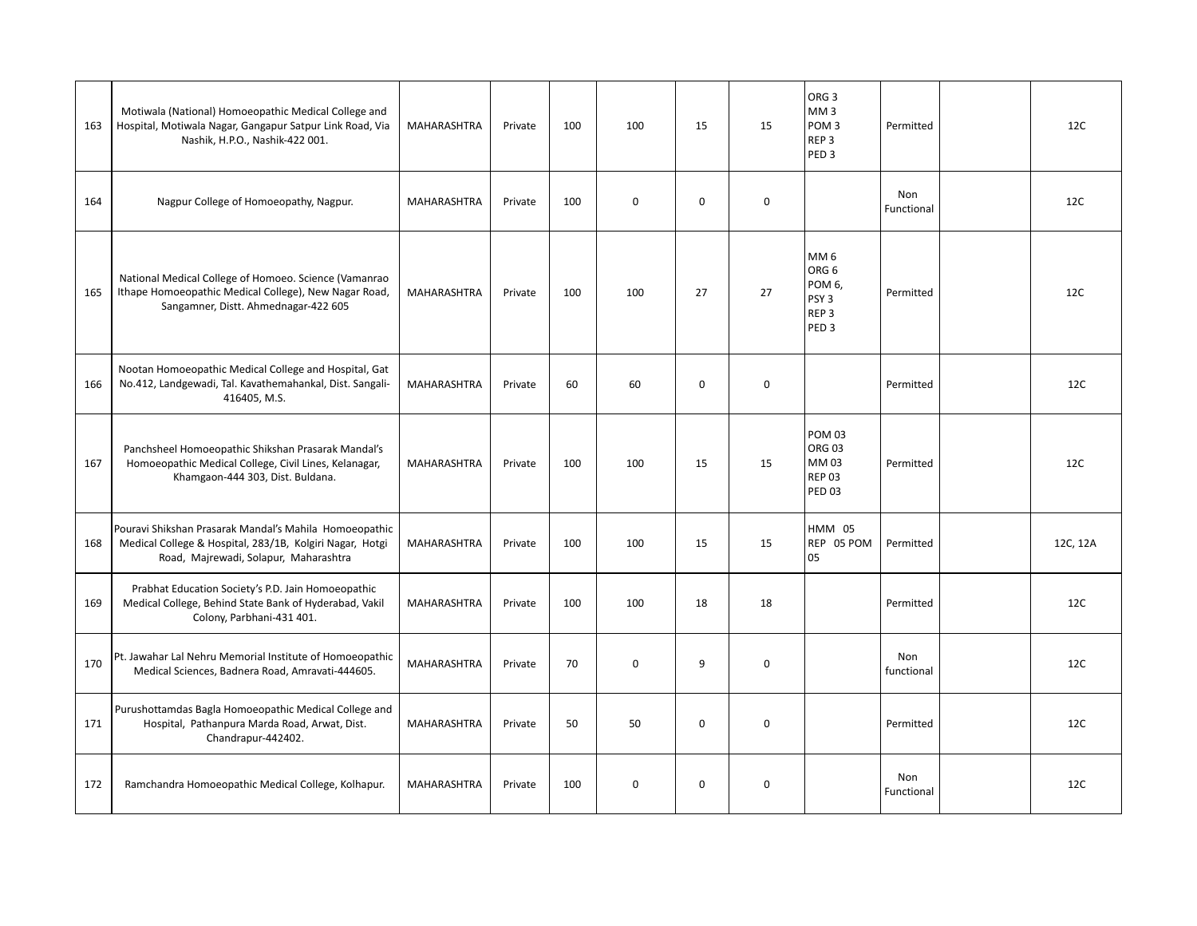| | | | | | | | | | | | |
|---|---|---|---|---|---|---|---|---|---|---|---|
| 163 | Motiwala (National) Homoeopathic Medical College and Hospital, Motiwala Nagar, Gangapur Satpur Link Road, Via Nashik, H.P.O., Nashik-422 001. | MAHARASHTRA | Private | 100 | 100 | 15 | 15 | ORG 3<br>MM 3<br>POM 3<br>REP 3<br>PED 3 | Permitted | | 12C |
| 164 | Nagpur College of Homoeopathy, Nagpur. | MAHARASHTRA | Private | 100 | 0 | 0 | 0 | | Non Functional | | 12C |
| 165 | National Medical College of Homoeo. Science (Vamanrao Ithape Homoeopathic Medical College), New Nagar Road, Sangamner, Distt. Ahmednagar-422 605 | MAHARASHTRA | Private | 100 | 100 | 27 | 27 | MM 6<br>ORG 6<br>POM 6,<br>PSY 3<br>REP 3<br>PED 3 | Permitted | | 12C |
| 166 | Nootan Homoeopathic Medical College and Hospital, Gat No.412, Landgewadi, Tal. Kavathemahankal, Dist. Sangali-416405, M.S. | MAHARASHTRA | Private | 60 | 60 | 0 | 0 | | Permitted | | 12C |
| 167 | Panchsheel Homoeopathic Shikshan Prasarak Mandal's Homoeopathic Medical College, Civil Lines, Kelanagar, Khamgaon-444 303, Dist. Buldana. | MAHARASHTRA | Private | 100 | 100 | 15 | 15 | POM 03<br>ORG 03<br>MM 03<br>REP 03<br>PED 03 | Permitted | | 12C |
| 168 | Pouravi Shikshan Prasarak Mandal's Mahila Homoeopathic Medical College & Hospital, 283/1B, Kolgiri Nagar, Hotgi Road, Majrewadi, Solapur, Maharashtra | MAHARASHTRA | Private | 100 | 100 | 15 | 15 | HMM 05<br>REP 05 POM 05 | Permitted | | 12C, 12A |
| 169 | Prabhat Education Society's P.D. Jain Homoeopathic Medical College, Behind State Bank of Hyderabad, Vakil Colony, Parbhani-431 401. | MAHARASHTRA | Private | 100 | 100 | 18 | 18 | | Permitted | | 12C |
| 170 | Pt. Jawahar Lal Nehru Memorial Institute of Homoeopathic Medical Sciences, Badnera Road, Amravati-444605. | MAHARASHTRA | Private | 70 | 0 | 9 | 0 | | Non functional | | 12C |
| 171 | Purushottamdas Bagla Homoeopathic Medical College and Hospital, Pathanpura Marda Road, Arwat, Dist. Chandrapur-442402. | MAHARASHTRA | Private | 50 | 50 | 0 | 0 | | Permitted | | 12C |
| 172 | Ramchandra Homoeopathic Medical College, Kolhapur. | MAHARASHTRA | Private | 100 | 0 | 0 | 0 | | Non Functional | | 12C |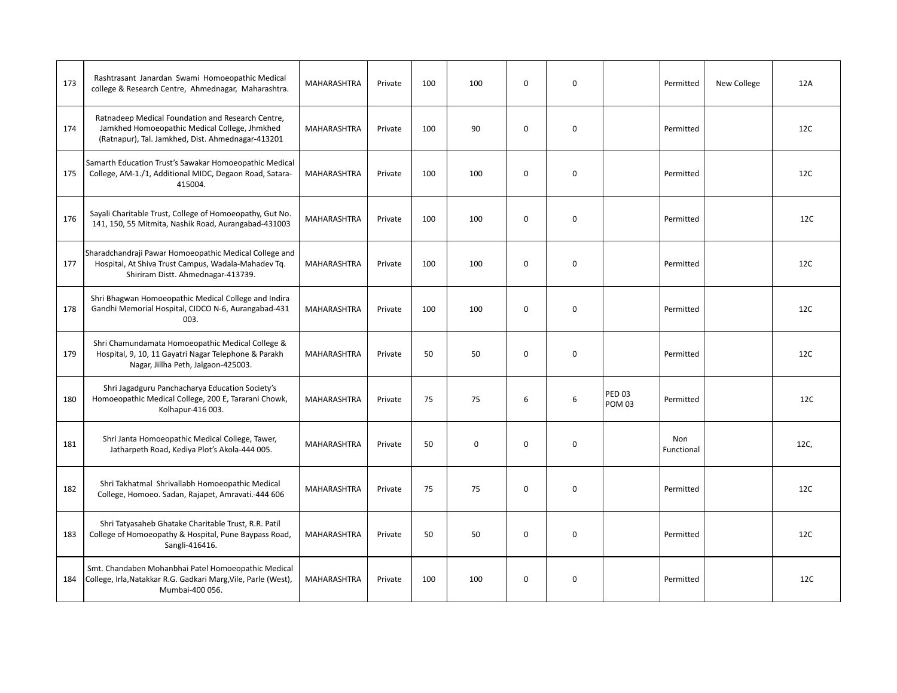| | | | | | | | | | | | |
|---|---|---|---|---|---|---|---|---|---|---|---|
| 173 | Rashtrasant Janardan Swami Homoeopathic Medical college & Research Centre, Ahmednagar, Maharashtra. | MAHARASHTRA | Private | 100 | 100 | 0 | 0 | | Permitted | New College | 12A |
| 174 | Ratnadeep Medical Foundation and Research Centre, Jamkhed Homoeopathic Medical College, Jhmkhed (Ratnapur), Tal. Jamkhed, Dist. Ahmednagar-413201 | MAHARASHTRA | Private | 100 | 90 | 0 | 0 | | Permitted | | 12C |
| 175 | Samarth Education Trust's Sawakar Homoeopathic Medical College, AM-1./1, Additional MIDC, Degaon Road, Satara-415004. | MAHARASHTRA | Private | 100 | 100 | 0 | 0 | | Permitted | | 12C |
| 176 | Sayali Charitable Trust, College of Homoeopathy, Gut No. 141, 150, 55 Mitmita, Nashik Road, Aurangabad-431003 | MAHARASHTRA | Private | 100 | 100 | 0 | 0 | | Permitted | | 12C |
| 177 | Sharadchandraji Pawar Homoeopathic Medical College and Hospital, At Shiva Trust Campus, Wadala-Mahadev Tq. Shiriram Distt. Ahmednagar-413739. | MAHARASHTRA | Private | 100 | 100 | 0 | 0 | | Permitted | | 12C |
| 178 | Shri Bhagwan Homoeopathic Medical College and Indira Gandhi Memorial Hospital, CIDCO N-6, Aurangabad-431 003. | MAHARASHTRA | Private | 100 | 100 | 0 | 0 | | Permitted | | 12C |
| 179 | Shri Chamundamata Homoeopathic Medical College & Hospital, 9, 10, 11 Gayatri Nagar Telephone & Parakh Nagar, Jillha Peth, Jalgaon-425003. | MAHARASHTRA | Private | 50 | 50 | 0 | 0 | | Permitted | | 12C |
| 180 | Shri Jagadguru Panchacharya Education Society's Homoeopathic Medical College, 200 E, Tararani Chowk, Kolhapur-416 003. | MAHARASHTRA | Private | 75 | 75 | 6 | 6 | PED 03 POM 03 | Permitted | | 12C |
| 181 | Shri Janta Homoeopathic Medical College, Tawer, Jatharpeth Road, Kediya Plot's Akola-444 005. | MAHARASHTRA | Private | 50 | 0 | 0 | 0 | | Non Functional | | 12C, |
| 182 | Shri Takhatmal Shrivallabh Homoeopathic Medical College, Homoeo. Sadan, Rajapet, Amravati.-444 606 | MAHARASHTRA | Private | 75 | 75 | 0 | 0 | | Permitted | | 12C |
| 183 | Shri Tatyasaheb Ghatake Charitable Trust, R.R. Patil College of Homoeopathy & Hospital, Pune Baypass Road, Sangli-416416. | MAHARASHTRA | Private | 50 | 50 | 0 | 0 | | Permitted | | 12C |
| 184 | Smt. Chandaben Mohanbhai Patel Homoeopathic Medical College, Irla,Natakkar R.G. Gadkari Marg,Vile, Parle (West), Mumbai-400 056. | MAHARASHTRA | Private | 100 | 100 | 0 | 0 | | Permitted | | 12C |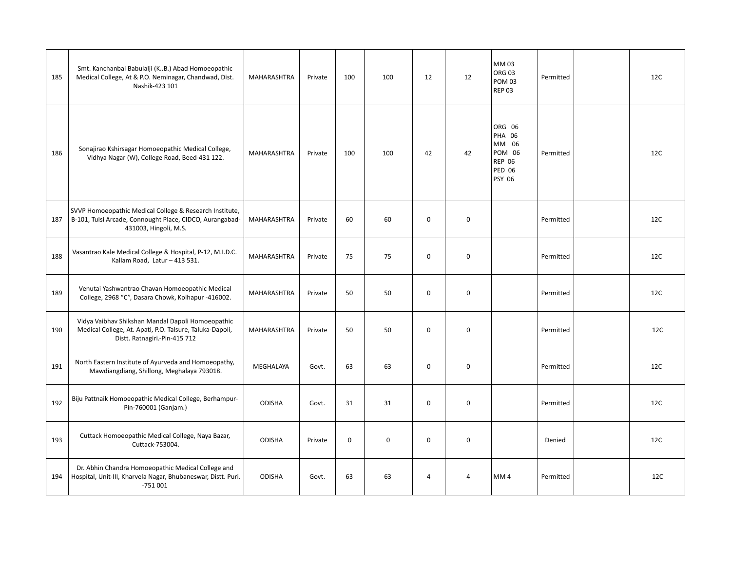| 185 | Smt. Kanchanbai Babulalji (K..B.) Abad Homoeopathic Medical College, At & P.O. Neminagar, Chandwad, Dist. Nashik-423 101 | MAHARASHTRA | Private | 100 | 100 | 12 | 12 | MM 03<br>ORG 03<br>POM 03<br>REP 03 | Permitted | | 12C |
|---|---|---|---|---|---|---|---|---|---|---|---|
| 186 | Sonajirao Kshirsagar Homoeopathic Medical College, Vidhya Nagar (W), College Road, Beed-431 122. | MAHARASHTRA | Private | 100 | 100 | 42 | 42 | ORG 06<br>PHA 06<br>MM 06<br>POM 06<br>REP 06<br>PED 06<br>PSY 06 | Permitted | | 12C |
| 187 | SVVP Homoeopathic Medical College & Research Institute, B-101, Tulsi Arcade, Connought Place, CIDCO, Aurangabad-431003, Hingoli, M.S. | MAHARASHTRA | Private | 60 | 60 | 0 | 0 | | Permitted | | 12C |
| 188 | Vasantrao Kale Medical College & Hospital, P-12, M.I.D.C. Kallam Road, Latur – 413 531. | MAHARASHTRA | Private | 75 | 75 | 0 | 0 | | Permitted | | 12C |
| 189 | Venutai Yashwantrao Chavan Homoeopathic Medical College, 2968 "C", Dasara Chowk, Kolhapur -416002. | MAHARASHTRA | Private | 50 | 50 | 0 | 0 | | Permitted | | 12C |
| 190 | Vidya Vaibhav Shikshan Mandal Dapoli Homoeopathic Medical College, At. Apati, P.O. Talsure, Taluka-Dapoli, Distt. Ratnagiri.-Pin-415 712 | MAHARASHTRA | Private | 50 | 50 | 0 | 0 | | Permitted | | 12C |
| 191 | North Eastern Institute of Ayurveda and Homoeopathy, Mawdiangdiang, Shillong, Meghalaya 793018. | MEGHALAYA | Govt. | 63 | 63 | 0 | 0 | | Permitted | | 12C |
| 192 | Biju Pattnaik Homoeopathic Medical College, Berhampur-Pin-760001 (Ganjam.) | ODISHA | Govt. | 31 | 31 | 0 | 0 | | Permitted | | 12C |
| 193 | Cuttack Homoeopathic Medical College, Naya Bazar, Cuttack-753004. | ODISHA | Private | 0 | 0 | 0 | 0 | | Denied | | 12C |
| 194 | Dr. Abhin Chandra Homoeopathic Medical College and Hospital, Unit-III, Kharvela Nagar, Bhubaneswar, Distt. Puri. -751 001 | ODISHA | Govt. | 63 | 63 | 4 | 4 | MM 4 | Permitted | | 12C |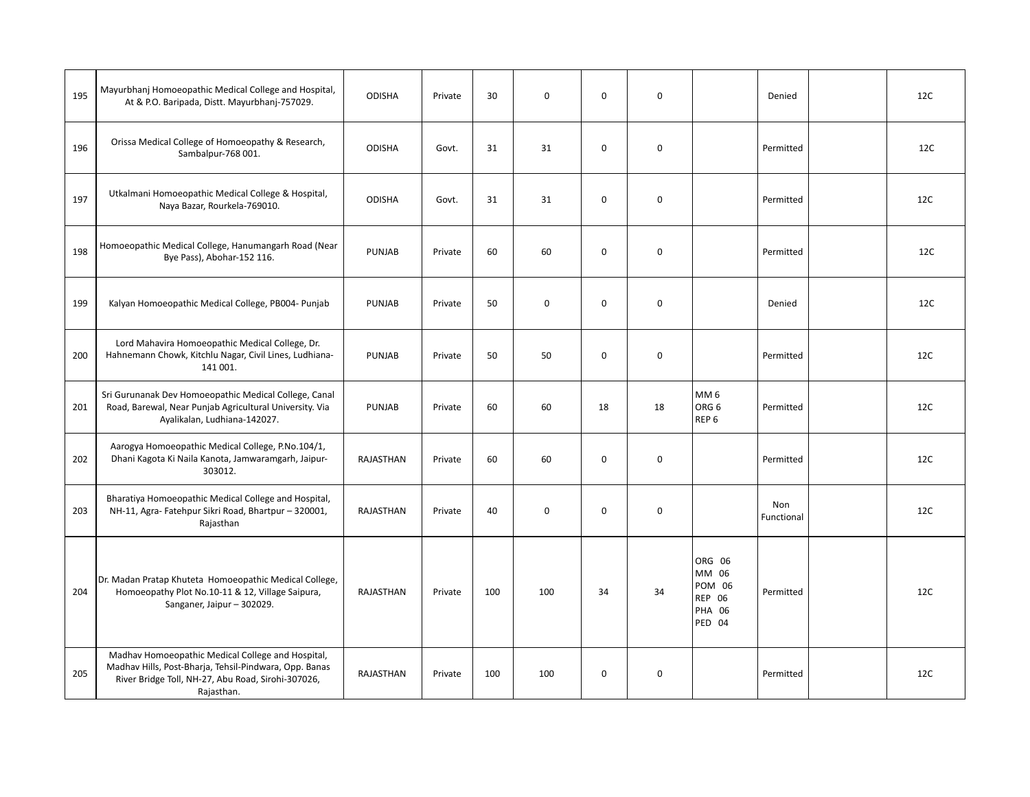| | | | | | | | | | | | |
|---|---|---|---|---|---|---|---|---|---|---|---|
| 195 | Mayurbhanj Homoeopathic Medical College and Hospital, At & P.O. Baripada, Distt. Mayurbhanj-757029. | ODISHA | Private | 30 | 0 | 0 | 0 | | Denied | | 12C |
| 196 | Orissa Medical College of Homoeopathy & Research, Sambalpur-768 001. | ODISHA | Govt. | 31 | 31 | 0 | 0 | | Permitted | | 12C |
| 197 | Utkalmani Homoeopathic Medical College & Hospital, Naya Bazar, Rourkela-769010. | ODISHA | Govt. | 31 | 31 | 0 | 0 | | Permitted | | 12C |
| 198 | Homoeopathic Medical College, Hanumangarh Road (Near Bye Pass), Abohar-152 116. | PUNJAB | Private | 60 | 60 | 0 | 0 | | Permitted | | 12C |
| 199 | Kalyan Homoeopathic Medical College, PB004- Punjab | PUNJAB | Private | 50 | 0 | 0 | 0 | | Denied | | 12C |
| 200 | Lord Mahavira Homoeopathic Medical College, Dr. Hahnemann Chowk, Kitchlu Nagar, Civil Lines, Ludhiana-141 001. | PUNJAB | Private | 50 | 50 | 0 | 0 | | Permitted | | 12C |
| 201 | Sri Gurunanak Dev Homoeopathic Medical College, Canal Road, Barewal, Near Punjab Agricultural University. Via Ayalikalan, Ludhiana-142027. | PUNJAB | Private | 60 | 60 | 18 | 18 | MM 6<br>ORG 6<br>REP 6 | Permitted | | 12C |
| 202 | Aarogya Homoeopathic Medical College, P.No.104/1, Dhani Kagota Ki Naila Kanota, Jamwaramgarh, Jaipur-303012. | RAJASTHAN | Private | 60 | 60 | 0 | 0 | | Permitted | | 12C |
| 203 | Bharatiya Homoeopathic Medical College and Hospital, NH-11, Agra- Fatehpur Sikri Road, Bhartpur – 320001, Rajasthan | RAJASTHAN | Private | 40 | 0 | 0 | 0 | | Non Functional | | 12C |
| 204 | Dr. Madan Pratap Khuteta Homoeopathic Medical College, Homoeopathy Plot No.10-11 & 12, Village Saipura, Sanganer, Jaipur – 302029. | RAJASTHAN | Private | 100 | 100 | 34 | 34 | ORG 06<br>MM 06<br>POM 06<br>REP 06<br>PHA 06<br>PED 04 | Permitted | | 12C |
| 205 | Madhav Homoeopathic Medical College and Hospital, Madhav Hills, Post-Bharja, Tehsil-Pindwara, Opp. Banas River Bridge Toll, NH-27, Abu Road, Sirohi-307026, Rajasthan. | RAJASTHAN | Private | 100 | 100 | 0 | 0 | | Permitted | | 12C |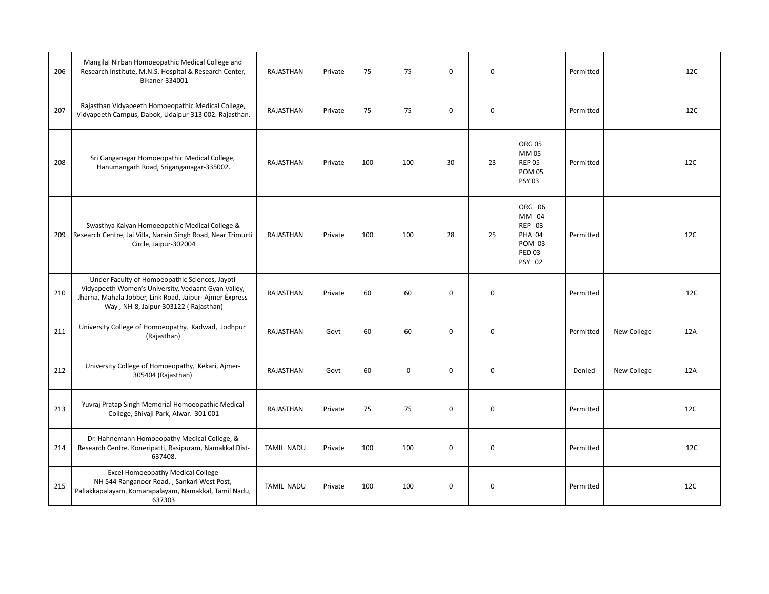| | | | | | | | | | | | |
|---|---|---|---|---|---|---|---|---|---|---|---|
| 206 | Mangilal Nirban Homoeopathic Medical College and Research Institute, M.N.S. Hospital & Research Center, Bikaner-334001 | RAJASTHAN | Private | 75 | 75 | 0 | 0 | | Permitted | | 12C |
| 207 | Rajasthan Vidyapeeth Homoeopathic Medical College, Vidyapeeth Campus, Dabok, Udaipur-313 002. Rajasthan. | RAJASTHAN | Private | 75 | 75 | 0 | 0 | | Permitted | | 12C |
| 208 | Sri Ganganagar Homoeopathic Medical College, Hanumangarh Road, Sriganganagar-335002. | RAJASTHAN | Private | 100 | 100 | 30 | 23 | ORG 05<br>MM 05<br>REP 05<br>POM 05<br>PSY 03 | Permitted | | 12C |
| 209 | Swasthya Kalyan Homoeopathic Medical College & Research Centre, Jai Villa, Narain Singh Road, Near Trimurti Circle, Jaipur-302004 | RAJASTHAN | Private | 100 | 100 | 28 | 25 | ORG 06<br>MM 04<br>REP 03<br>PHA 04<br>POM 03<br>PED 03<br>PSY 02 | Permitted | | 12C |
| 210 | Under Faculty of Homoeopathic Sciences, Jayoti Vidyapeeth Women's University, Vedaant Gyan Valley, Jharna, Mahala Jobber, Link Road, Jaipur- Ajmer Express Way , NH-8, Jaipur-303122 ( Rajasthan) | RAJASTHAN | Private | 60 | 60 | 0 | 0 | | Permitted | | 12C |
| 211 | University College of Homoeopathy, Kadwad, Jodhpur (Rajasthan) | RAJASTHAN | Govt | 60 | 60 | 0 | 0 | | Permitted | New College | 12A |
| 212 | University College of Homoeopathy, Kekari, Ajmer-305404 (Rajasthan) | RAJASTHAN | Govt | 60 | 0 | 0 | 0 | | Denied | New College | 12A |
| 213 | Yuvraj Pratap Singh Memorial Homoeopathic Medical College, Shivaji Park, Alwar.- 301 001 | RAJASTHAN | Private | 75 | 75 | 0 | 0 | | Permitted | | 12C |
| 214 | Dr. Hahnemann Homoeopathy Medical College, & Research Centre. Koneripatti, Rasipuram, Namakkal Dist-637408. | TAMIL NADU | Private | 100 | 100 | 0 | 0 | | Permitted | | 12C |
| 215 | Excel Homoeopathy Medical College NH 544 Ranganoor Road, , Sankari West Post, Pallakkapalayam, Komarapalayam, Namakkal, Tamil Nadu, 637303 | TAMIL NADU | Private | 100 | 100 | 0 | 0 | | Permitted | | 12C |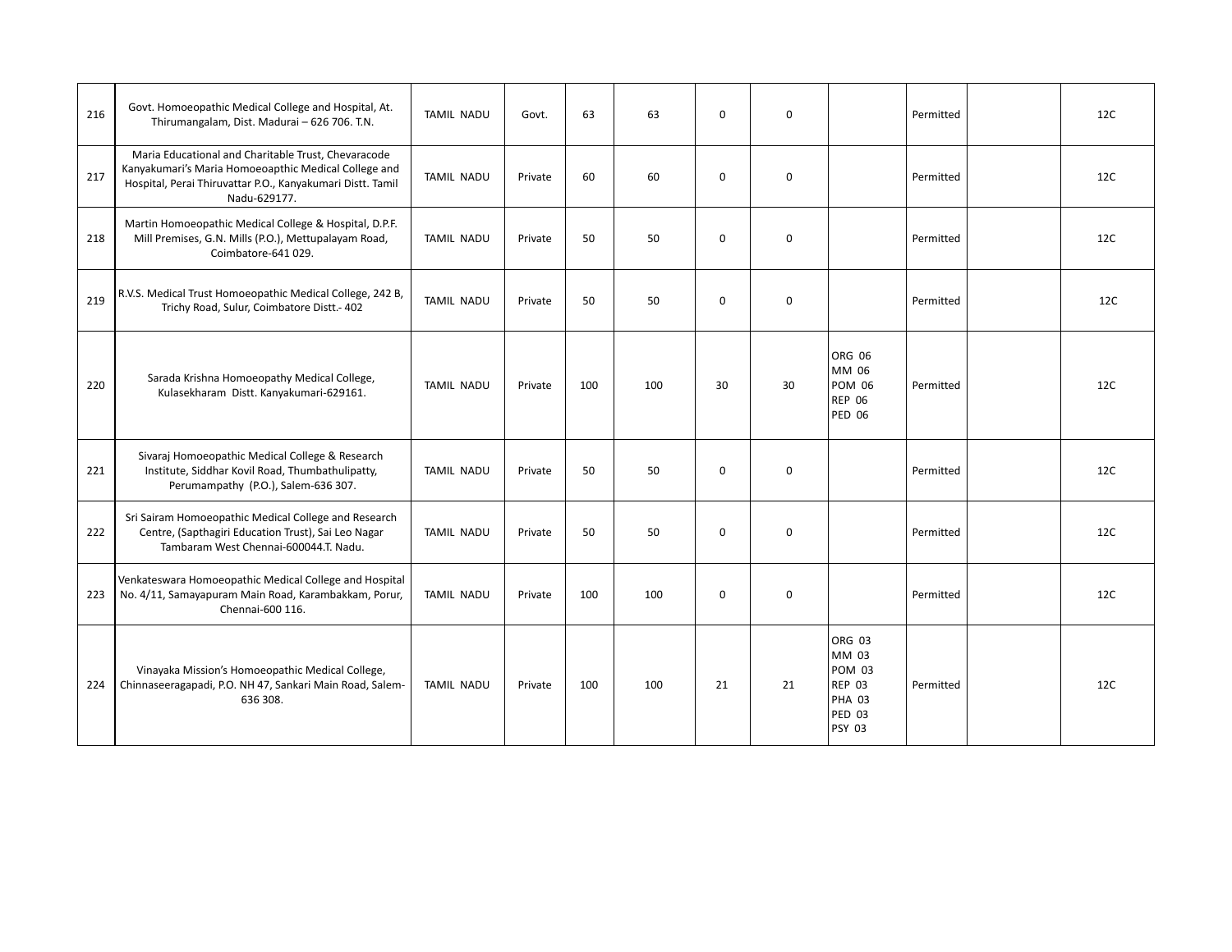| | | | | | | | | | | | |
|---|---|---|---|---|---|---|---|---|---|---|---|
| 216 | Govt. Homoeopathic Medical College and Hospital, At. Thirumangalam, Dist. Madurai – 626 706. T.N. | TAMIL NADU | Govt. | 63 | 63 | 0 | 0 | | Permitted | | 12C |
| 217 | Maria Educational and Charitable Trust, Chevaracode Kanyakumari's Maria Homoeoapthic Medical College and Hospital, Perai Thiruvattar P.O., Kanyakumari Distt. Tamil Nadu-629177. | TAMIL NADU | Private | 60 | 60 | 0 | 0 | | Permitted | | 12C |
| 218 | Martin Homoeopathic Medical College & Hospital, D.P.F. Mill Premises, G.N. Mills (P.O.), Mettupalayam Road, Coimbatore-641 029. | TAMIL NADU | Private | 50 | 50 | 0 | 0 | | Permitted | | 12C |
| 219 | R.V.S. Medical Trust Homoeopathic Medical College, 242 B, Trichy Road, Sulur, Coimbatore Distt.- 402 | TAMIL NADU | Private | 50 | 50 | 0 | 0 | | Permitted | | 12C |
| 220 | Sarada Krishna Homoeopathy Medical College, Kulasekharam Distt. Kanyakumari-629161. | TAMIL NADU | Private | 100 | 100 | 30 | 30 | ORG 06<br>MM 06<br>POM 06<br>REP 06<br>PED 06 | Permitted | | 12C |
| 221 | Sivaraj Homoeopathic Medical College & Research Institute, Siddhar Kovil Road, Thumbathulipatty, Perumampathy (P.O.), Salem-636 307. | TAMIL NADU | Private | 50 | 50 | 0 | 0 | | Permitted | | 12C |
| 222 | Sri Sairam Homoeopathic Medical College and Research Centre, (Sapthagiri Education Trust), Sai Leo Nagar Tambaram West Chennai-600044.T. Nadu. | TAMIL NADU | Private | 50 | 50 | 0 | 0 | | Permitted | | 12C |
| 223 | Venkateswara Homoeopathic Medical College and Hospital No. 4/11, Samayapuram Main Road, Karambakkam, Porur, Chennai-600 116. | TAMIL NADU | Private | 100 | 100 | 0 | 0 | | Permitted | | 12C |
| 224 | Vinayaka Mission's Homoeopathic Medical College, Chinnaseeragapadi, P.O. NH 47, Sankari Main Road, Salem-636 308. | TAMIL NADU | Private | 100 | 100 | 21 | 21 | ORG 03<br>MM 03<br>POM 03<br>REP 03<br>PHA 03<br>PED 03<br>PSY 03 | Permitted | | 12C |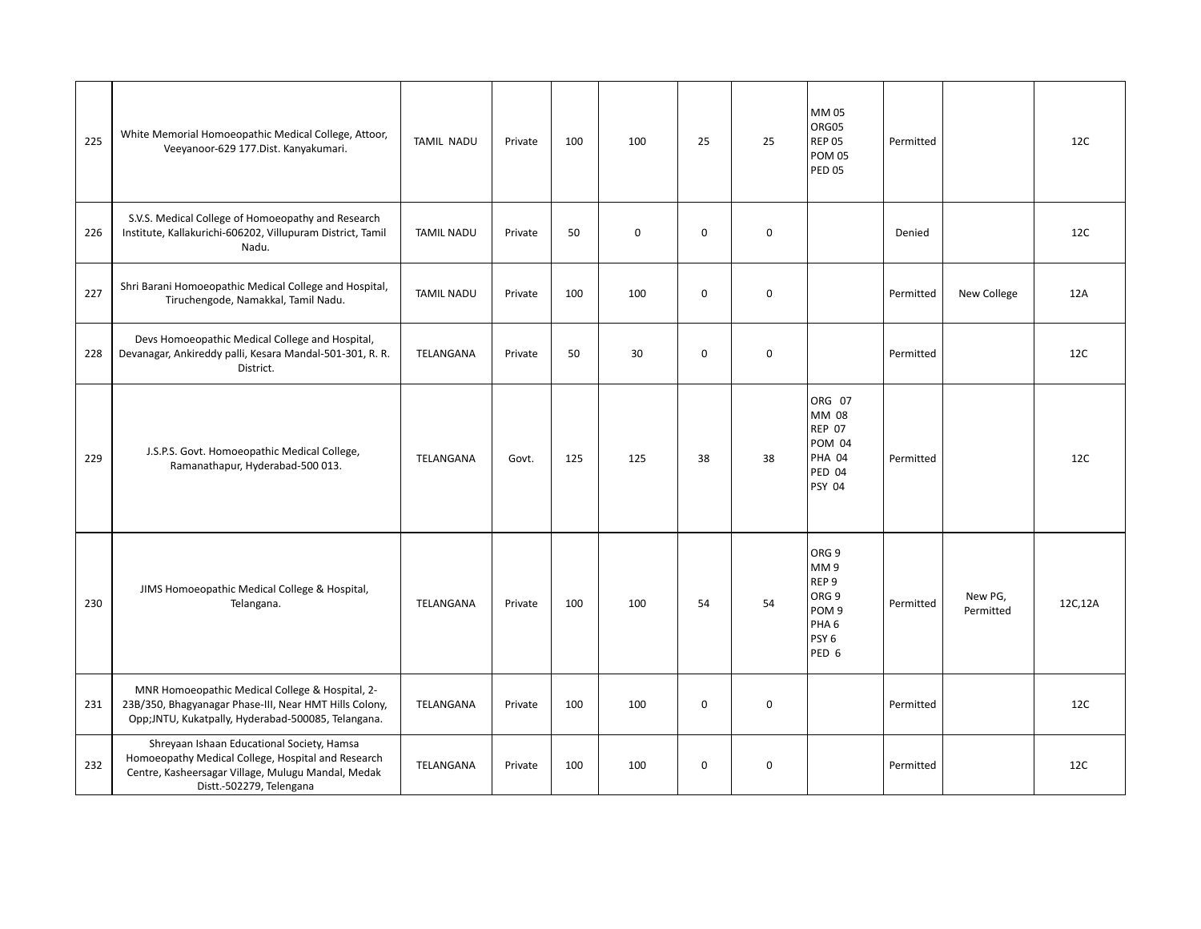| | | | | | | | | | | | |
|---|---|---|---|---|---|---|---|---|---|---|---|
| 225 | White Memorial Homoeopathic Medical College, Attoor, Veeyanoor-629 177.Dist. Kanyakumari. | TAMIL NADU | Private | 100 | 100 | 25 | 25 | MM 05<br>ORG05<br>REP 05<br>POM 05<br>PED 05 | Permitted | | 12C |
| 226 | S.V.S. Medical College of Homoeopathy and Research Institute, Kallakurichi-606202, Villupuram District, Tamil Nadu. | TAMIL NADU | Private | 50 | 0 | 0 | 0 | | Denied | | 12C |
| 227 | Shri Barani Homoeopathic Medical College and Hospital, Tiruchengode, Namakkal, Tamil Nadu. | TAMIL NADU | Private | 100 | 100 | 0 | 0 | | Permitted | New College | 12A |
| 228 | Devs Homoeopathic Medical College and Hospital, Devanagar, Ankireddy palli, Kesara Mandal-501-301, R. R. District. | TELANGANA | Private | 50 | 30 | 0 | 0 | | Permitted | | 12C |
| 229 | J.S.P.S. Govt. Homoeopathic Medical College, Ramanathapur, Hyderabad-500 013. | TELANGANA | Govt. | 125 | 125 | 38 | 38 | ORG 07<br>MM 08<br>REP 07<br>POM 04<br>PHA 04<br>PED 04<br>PSY 04 | Permitted | | 12C |
| 230 | JIMS Homoeopathic Medical College & Hospital, Telangana. | TELANGANA | Private | 100 | 100 | 54 | 54 | ORG 9<br>MM 9<br>REP 9<br>ORG 9<br>POM 9<br>PHA 6<br>PSY 6<br>PED 6 | Permitted | New PG, Permitted | 12C,12A |
| 231 | MNR Homoeopathic Medical College & Hospital, 2-23B/350, Bhagyanagar Phase-III, Near HMT Hills Colony, Opp;JNTU, Kukatpally, Hyderabad-500085, Telangana. | TELANGANA | Private | 100 | 100 | 0 | 0 | | Permitted | | 12C |
| 232 | Shreyaan Ishaan Educational Society, Hamsa Homoeopathy Medical College, Hospital and Research Centre, Kasheersagar Village, Mulugu Mandal, Medak Distt.-502279, Telengana | TELANGANA | Private | 100 | 100 | 0 | 0 | | Permitted | | 12C |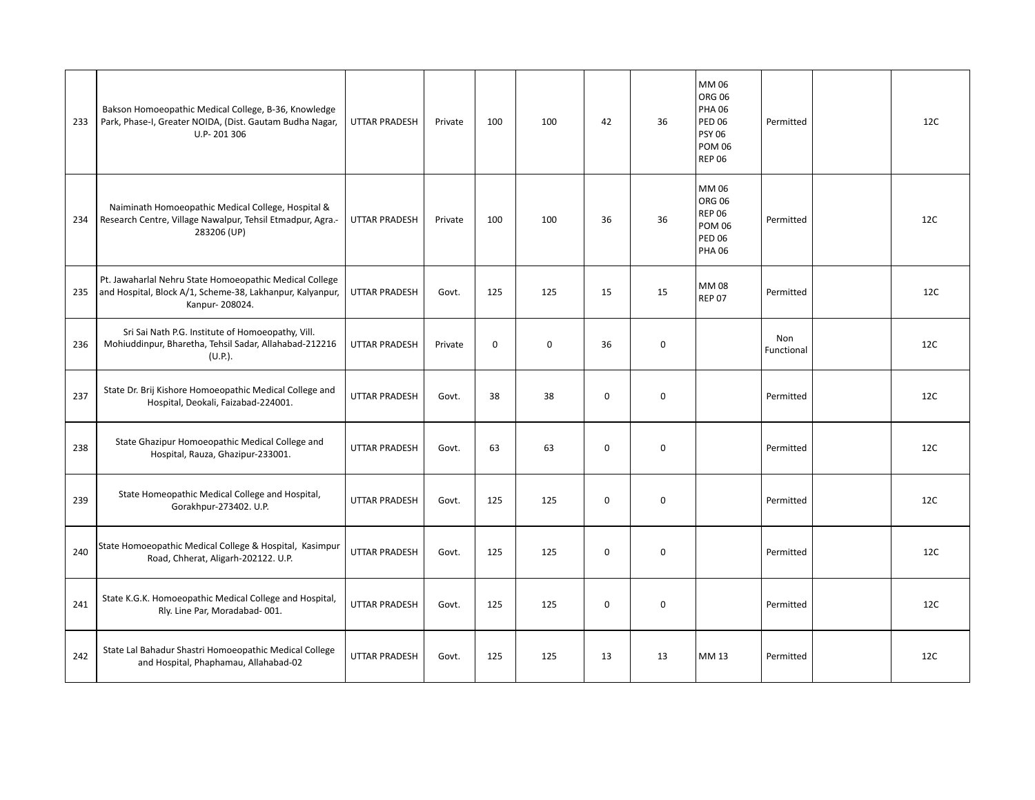| | | | | | | | | | | | |
|---|---|---|---|---|---|---|---|---|---|---|---|
| 233 | Bakson Homoeopathic Medical College, B-36, Knowledge Park, Phase-I, Greater NOIDA, (Dist. Gautam Budha Nagar, U.P- 201 306 | UTTAR PRADESH | Private | 100 | 100 | 42 | 36 | MM 06<br>ORG 06<br>PHA 06<br>PED 06<br>PSY 06<br>POM 06<br>REP 06 | Permitted | | 12C |
| 234 | Naiminath Homoeopathic Medical College, Hospital & Research Centre, Village Nawalpur, Tehsil Etmadpur, Agra.- 283206 (UP) | UTTAR PRADESH | Private | 100 | 100 | 36 | 36 | MM 06<br>ORG 06<br>REP 06<br>POM 06<br>PED 06<br>PHA 06 | Permitted | | 12C |
| 235 | Pt. Jawaharlal Nehru State Homoeopathic Medical College and Hospital, Block A/1, Scheme-38, Lakhanpur, Kalyanpur, Kanpur- 208024. | UTTAR PRADESH | Govt. | 125 | 125 | 15 | 15 | MM 08<br>REP 07 | Permitted | | 12C |
| 236 | Sri Sai Nath P.G. Institute of Homoeopathy, Vill. Mohiuddinpur, Bharetha, Tehsil Sadar, Allahabad-212216 (U.P.). | UTTAR PRADESH | Private | 0 | 0 | 36 | 0 | | Non Functional | | 12C |
| 237 | State Dr. Brij Kishore Homoeopathic Medical College and Hospital, Deokali, Faizabad-224001. | UTTAR PRADESH | Govt. | 38 | 38 | 0 | 0 | | Permitted | | 12C |
| 238 | State Ghazipur Homoeopathic Medical College and Hospital, Rauza, Ghazipur-233001. | UTTAR PRADESH | Govt. | 63 | 63 | 0 | 0 | | Permitted | | 12C |
| 239 | State Homeopathic Medical College and Hospital, Gorakhpur-273402. U.P. | UTTAR PRADESH | Govt. | 125 | 125 | 0 | 0 | | Permitted | | 12C |
| 240 | State Homoeopathic Medical College & Hospital, Kasimpur Road, Chherat, Aligarh-202122. U.P. | UTTAR PRADESH | Govt. | 125 | 125 | 0 | 0 | | Permitted | | 12C |
| 241 | State K.G.K. Homoeopathic Medical College and Hospital, Rly. Line Par, Moradabad- 001. | UTTAR PRADESH | Govt. | 125 | 125 | 0 | 0 | | Permitted | | 12C |
| 242 | State Lal Bahadur Shastri Homoeopathic Medical College and Hospital, Phaphamau, Allahabad-02 | UTTAR PRADESH | Govt. | 125 | 125 | 13 | 13 | MM 13 | Permitted | | 12C |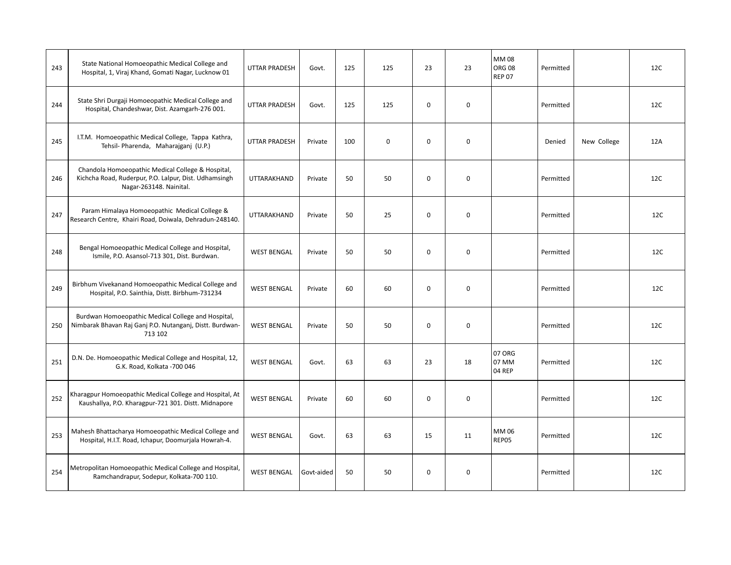| 243 | State National Homoeopathic Medical College and Hospital, 1, Viraj Khand, Gomati Nagar, Lucknow 01 | UTTAR PRADESH | Govt. | 125 | 125 | 23 | 23 | MM 08 ORG 08 REP 07 | Permitted | | 12C |
|---|---|---|---|---|---|---|---|---|---|---|---|
| 244 | State Shri Durgaji Homoeopathic Medical College and Hospital, Chandeshwar, Dist. Azamgarh-276 001. | UTTAR PRADESH | Govt. | 125 | 125 | 0 | 0 | | Permitted | | 12C |
| 245 | I.T.M. Homoeopathic Medical College, Tappa Kathra, Tehsil- Pharenda, Maharajganj (U.P.) | UTTAR PRADESH | Private | 100 | 0 | 0 | 0 | | Denied | New College | 12A |
| 246 | Chandola Homoeopathic Medical College & Hospital, Kichcha Road, Ruderpur, P.O. Lalpur, Dist. Udhamsingh Nagar-263148. Nainital. | UTTARAKHAND | Private | 50 | 50 | 0 | 0 | | Permitted | | 12C |
| 247 | Param Himalaya Homoeopathic Medical College & Research Centre, Khairi Road, Doiwala, Dehradun-248140. | UTTARAKHAND | Private | 50 | 25 | 0 | 0 | | Permitted | | 12C |
| 248 | Bengal Homoeopathic Medical College and Hospital, Ismile, P.O. Asansol-713 301, Dist. Burdwan. | WEST BENGAL | Private | 50 | 50 | 0 | 0 | | Permitted | | 12C |
| 249 | Birbhum Vivekanand Homoeopathic Medical College and Hospital, P.O. Sainthia, Distt. Birbhum-731234 | WEST BENGAL | Private | 60 | 60 | 0 | 0 | | Permitted | | 12C |
| 250 | Burdwan Homoeopathic Medical College and Hospital, Nimbarak Bhavan Raj Ganj P.O. Nutanganj, Distt. Burdwan-713 102 | WEST BENGAL | Private | 50 | 50 | 0 | 0 | | Permitted | | 12C |
| 251 | D.N. De. Homoeopathic Medical College and Hospital, 12, G.K. Road, Kolkata -700 046 | WEST BENGAL | Govt. | 63 | 63 | 23 | 18 | 07 ORG 07 MM 04 REP | Permitted | | 12C |
| 252 | Kharagpur Homoeopathic Medical College and Hospital, At Kaushallya, P.O. Kharagpur-721 301. Distt. Midnapore | WEST BENGAL | Private | 60 | 60 | 0 | 0 | | Permitted | | 12C |
| 253 | Mahesh Bhattacharya Homoeopathic Medical College and Hospital, H.I.T. Road, Ichapur, Doomurjala Howrah-4. | WEST BENGAL | Govt. | 63 | 63 | 15 | 11 | MM 06 REP05 | Permitted | | 12C |
| 254 | Metropolitan Homoeopathic Medical College and Hospital, Ramchandrapur, Sodepur, Kolkata-700 110. | WEST BENGAL | Govt-aided | 50 | 50 | 0 | 0 | | Permitted | | 12C |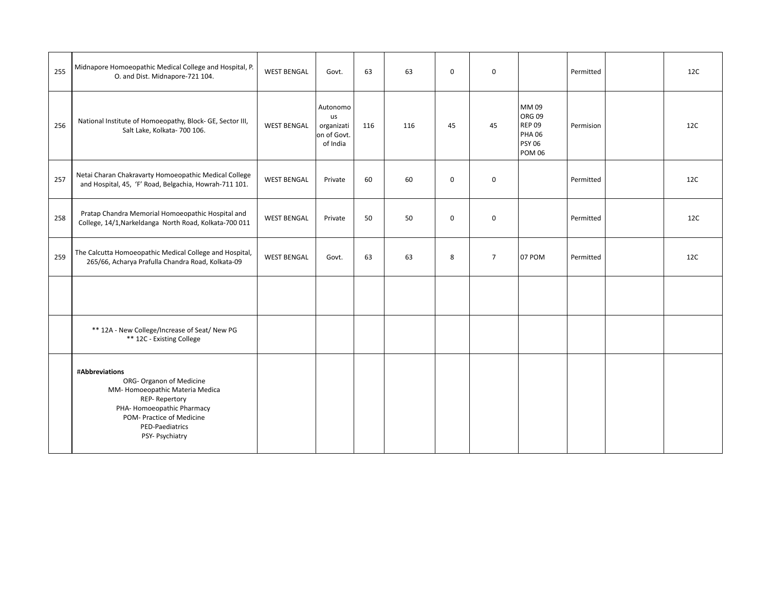| | | | | | | | | | | | |
|---|---|---|---|---|---|---|---|---|---|---|---|
| 255 | Midnapore Homoeopathic Medical College and Hospital, P. O. and Dist. Midnapore-721 104. | WEST BENGAL | Govt. | 63 | 63 | 0 | 0 | | Permitted | | 12C |
| 256 | National Institute of Homoeopathy, Block- GE, Sector III, Salt Lake, Kolkata- 700 106. | WEST BENGAL | Autonomous organization of Govt. of India | 116 | 116 | 45 | 45 | MM 09<br>ORG 09<br>REP 09<br>PHA 06<br>PSY 06<br>POM 06 | Permision | | 12C |
| 257 | Netai Charan Chakravarty Homoeopathic Medical College and Hospital, 45, 'F' Road, Belgachia, Howrah-711 101. | WEST BENGAL | Private | 60 | 60 | 0 | 0 | | Permitted | | 12C |
| 258 | Pratap Chandra Memorial Homoeopathic Hospital and College, 14/1,Narkeldanga North Road, Kolkata-700 011 | WEST BENGAL | Private | 50 | 50 | 0 | 0 | | Permitted | | 12C |
| 259 | The Calcutta Homoeopathic Medical College and Hospital, 265/66, Acharya Prafulla Chandra Road, Kolkata-09 | WEST BENGAL | Govt. | 63 | 63 | 8 | 7 | 07 POM | Permitted | | 12C |
| | | | | | | | | | | | |
| | ** 12A - New College/Increase of Seat/ New PG<br>** 12C - Existing College | | | | | | | | | | |
| | **#Abbreviations**<br>ORG- Organon of Medicine<br>MM- Homoeopathic Materia Medica<br>REP- Repertory<br>PHA- Homoeopathic Pharmacy<br>POM- Practice of Medicine<br>PED-Paediatrics<br>PSY- Psychiatry | | | | | | | | | | |